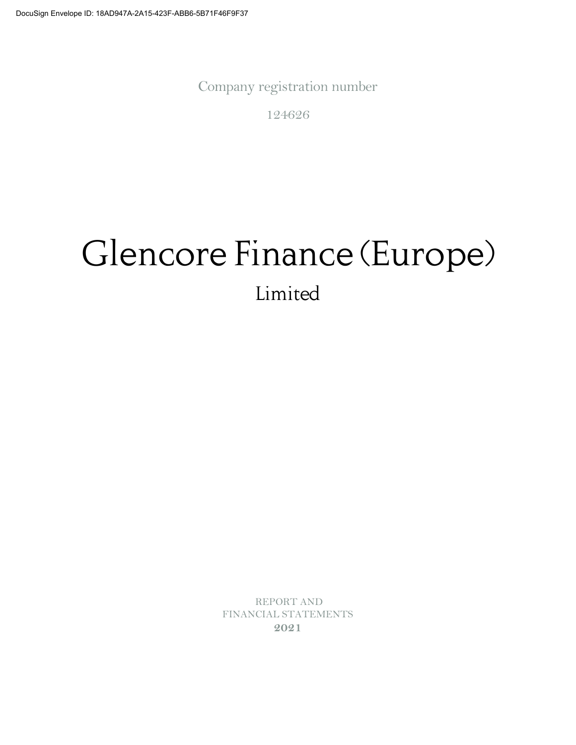Company registration number

124626

# Glencore Finance (Europe)

## Limited

REPORT AND
FINANCIAL STATEMENTS
**2021**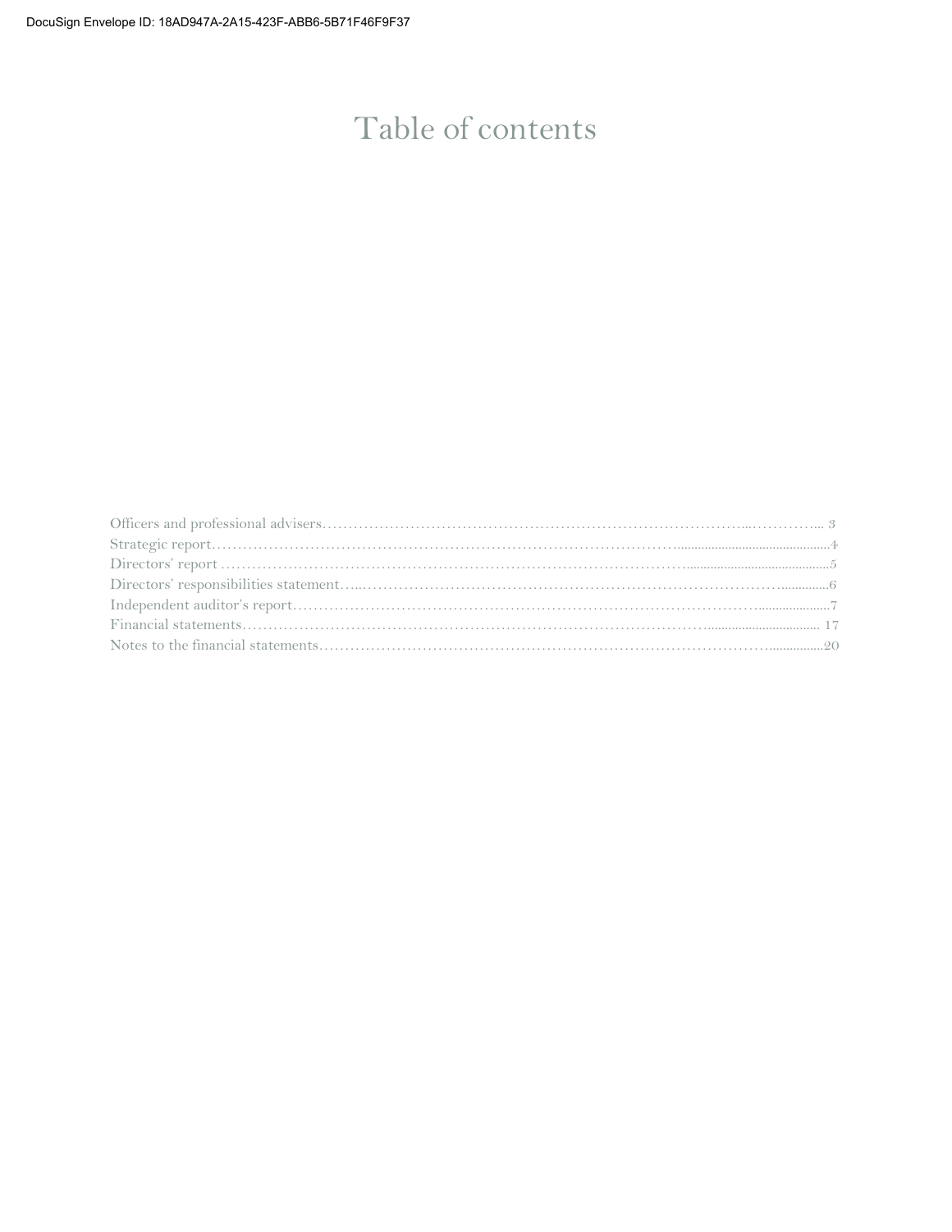# Table of contents

| | |
|---|---|
| Officers and professional advisers | 3 |
| Strategic report | 4 |
| Directors' report | 5 |
| Directors' responsibilities statement | 6 |
| Independent auditor's report | 7 |
| Financial statements | 17 |
| Notes to the financial statements | 20 |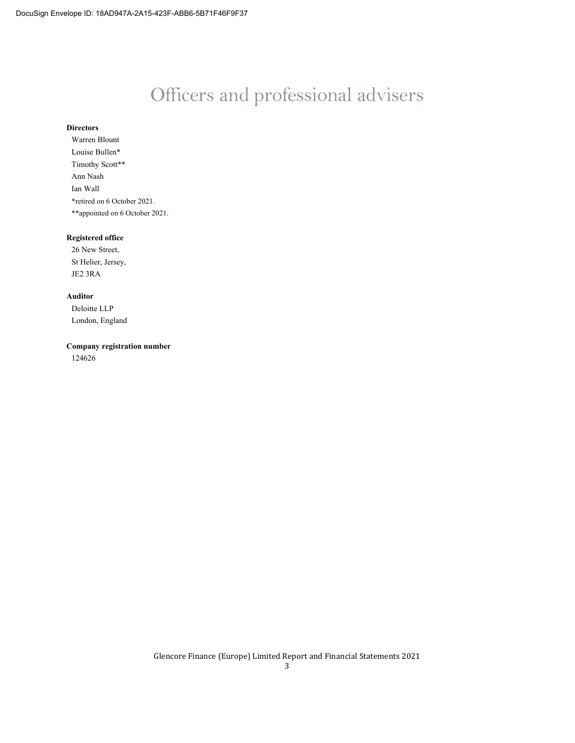# Officers and professional advisers

**Directors**

Warren Blount
Louise Bullen*
Timothy Scott**
Ann Nash
Ian Wall
*retired on 6 October 2021.
**appointed on 6 October 2021.

**Registered office**

26 New Street,
St Helier, Jersey,
JE2 3RA

**Auditor**

Deloitte LLP
London, England

**Company registration number**

124626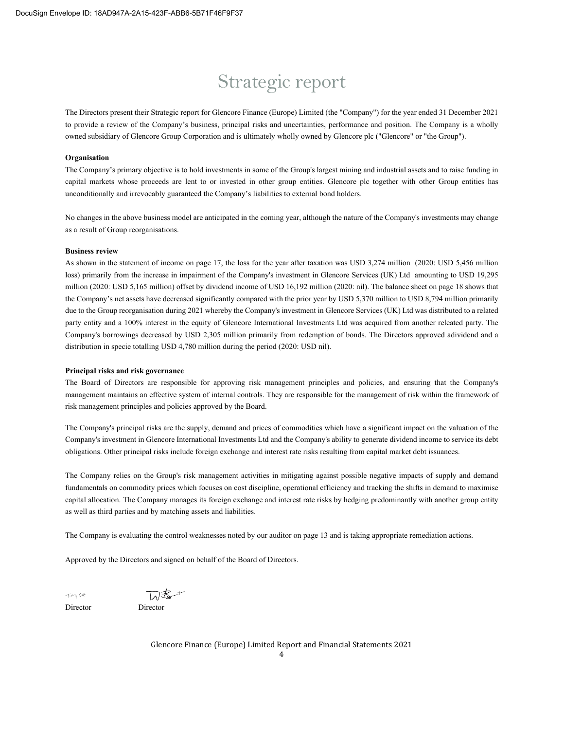# Strategic report

The Directors present their Strategic report for Glencore Finance (Europe) Limited (the "Company") for the year ended 31 December 2021 to provide a review of the Company's business, principal risks and uncertainties, performance and position. The Company is a wholly owned subsidiary of Glencore Group Corporation and is ultimately wholly owned by Glencore plc ("Glencore" or "the Group").

**Organisation**

The Company's primary objective is to hold investments in some of the Group's largest mining and industrial assets and to raise funding in capital markets whose proceeds are lent to or invested in other group entities. Glencore plc together with other Group entities has unconditionally and irrevocably guaranteed the Company's liabilities to external bond holders.

No changes in the above business model are anticipated in the coming year, although the nature of the Company's investments may change as a result of Group reorganisations.

**Business review**

As shown in the statement of income on page 17, the loss for the year after taxation was USD 3,274 million (2020: USD 5,456 million loss) primarily from the increase in impairment of the Company's investment in Glencore Services (UK) Ltd amounting to USD 19,295 million (2020: USD 5,165 million) offset by dividend income of USD 16,192 million (2020: nil). The balance sheet on page 18 shows that the Company's net assets have decreased significantly compared with the prior year by USD 5,370 million to USD 8,794 million primarily due to the Group reorganisation during 2021 whereby the Company's investment in Glencore Services (UK) Ltd was distributed to a related party entity and a 100% interest in the equity of Glencore International Investments Ltd was acquired from another releated party. The Company's borrowings decreased by USD 2,305 million primarily from redemption of bonds. The Directors approved adividend and a distribution in specie totalling USD 4,780 million during the period (2020: USD nil).

**Principal risks and risk governance**

The Board of Directors are responsible for approving risk management principles and policies, and ensuring that the Company's management maintains an effective system of internal controls. They are responsible for the management of risk within the framework of risk management principles and policies approved by the Board.

The Company's principal risks are the supply, demand and prices of commodities which have a significant impact on the valuation of the Company's investment in Glencore International Investments Ltd and the Company's ability to generate dividend income to service its debt obligations. Other principal risks include foreign exchange and interest rate risks resulting from capital market debt issuances.

The Company relies on the Group's risk management activities in mitigating against possible negative impacts of supply and demand fundamentals on commodity prices which focuses on cost discipline, operational efficiency and tracking the shifts in demand to maximise capital allocation. The Company manages its foreign exchange and interest rate risks by hedging predominantly with another group entity as well as third parties and by matching assets and liabilities.

The Company is evaluating the control weaknesses noted by our auditor on page 13 and is taking appropriate remediation actions.

Approved by the Directors and signed on behalf of the Board of Directors.

Director Director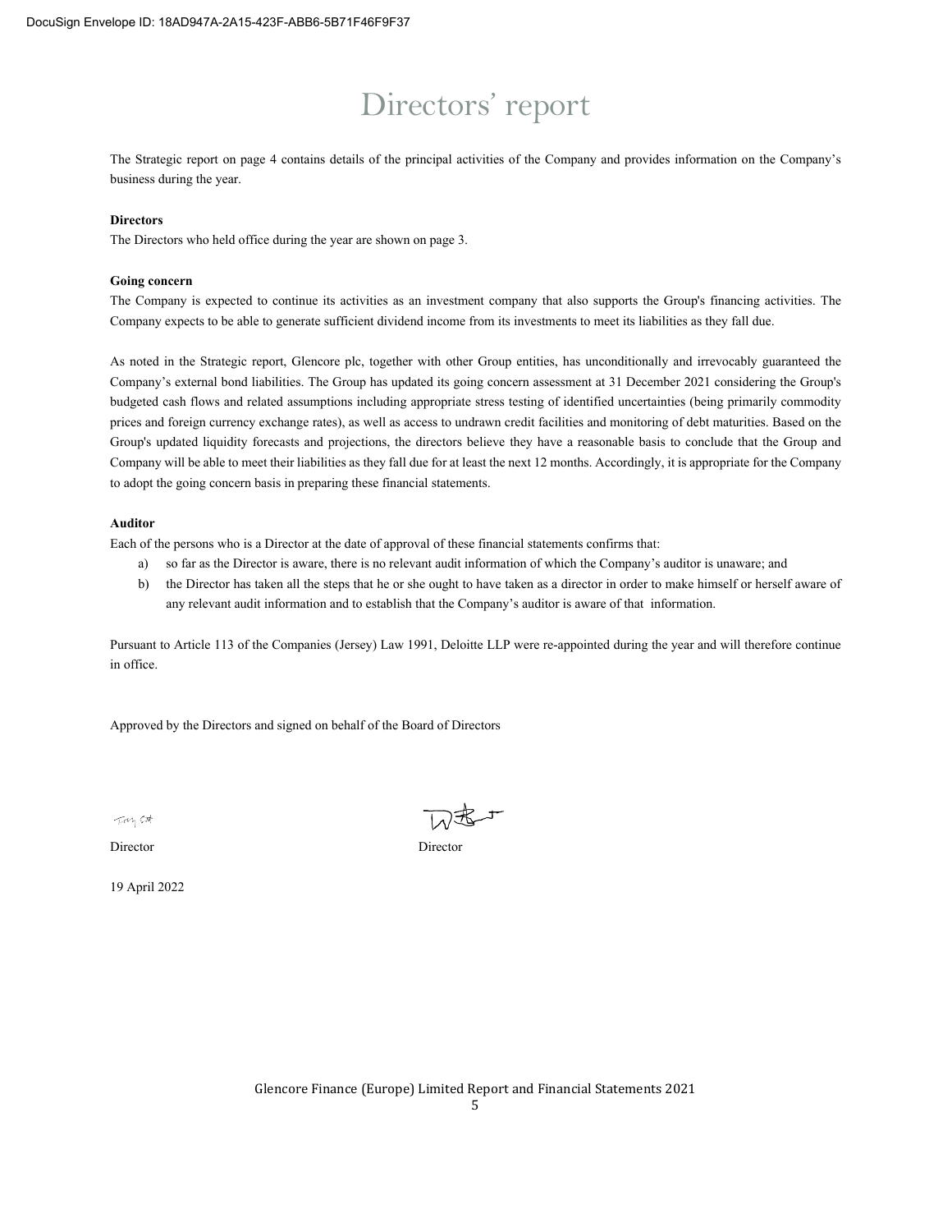# Directors' report

The Strategic report on page 4 contains details of the principal activities of the Company and provides information on the Company's business during the year.

**Directors**

The Directors who held office during the year are shown on page 3.

**Going concern**

The Company is expected to continue its activities as an investment company that also supports the Group's financing activities. The Company expects to be able to generate sufficient dividend income from its investments to meet its liabilities as they fall due.

As noted in the Strategic report, Glencore plc, together with other Group entities, has unconditionally and irrevocably guaranteed the Company's external bond liabilities. The Group has updated its going concern assessment at 31 December 2021 considering the Group's budgeted cash flows and related assumptions including appropriate stress testing of identified uncertainties (being primarily commodity prices and foreign currency exchange rates), as well as access to undrawn credit facilities and monitoring of debt maturities. Based on the Group's updated liquidity forecasts and projections, the directors believe they have a reasonable basis to conclude that the Group and Company will be able to meet their liabilities as they fall due for at least the next 12 months. Accordingly, it is appropriate for the Company to adopt the going concern basis in preparing these financial statements.

**Auditor**

Each of the persons who is a Director at the date of approval of these financial statements confirms that:

a) so far as the Director is aware, there is no relevant audit information of which the Company's auditor is unaware; and
b) the Director has taken all the steps that he or she ought to have taken as a director in order to make himself or herself aware of any relevant audit information and to establish that the Company's auditor is aware of that information.

Pursuant to Article 113 of the Companies (Jersey) Law 1991, Deloitte LLP were re-appointed during the year and will therefore continue in office.

Approved by the Directors and signed on behalf of the Board of Directors

Director Director

19 April 2022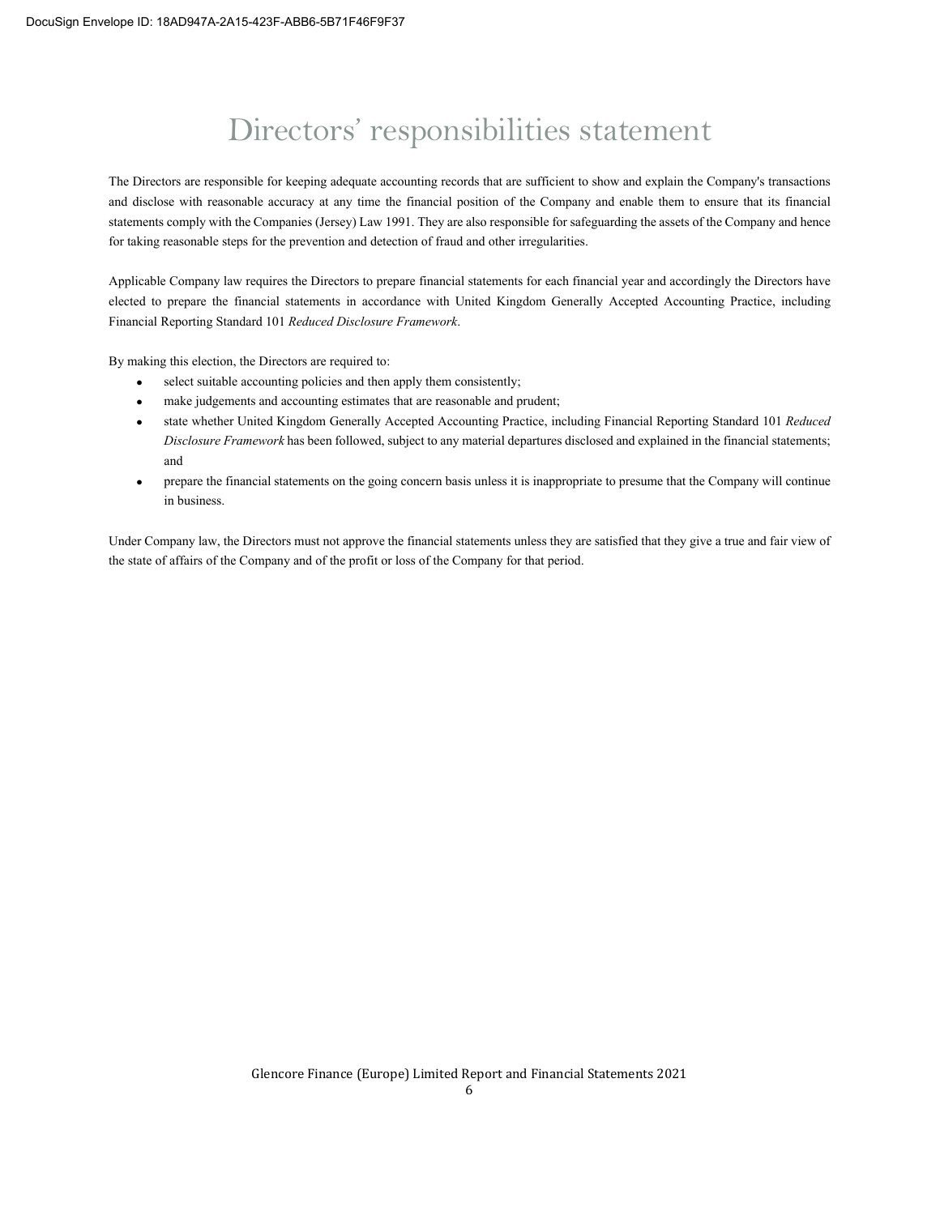# Directors' responsibilities statement

The Directors are responsible for keeping adequate accounting records that are sufficient to show and explain the Company's transactions and disclose with reasonable accuracy at any time the financial position of the Company and enable them to ensure that its financial statements comply with the Companies (Jersey) Law 1991. They are also responsible for safeguarding the assets of the Company and hence for taking reasonable steps for the prevention and detection of fraud and other irregularities.

Applicable Company law requires the Directors to prepare financial statements for each financial year and accordingly the Directors have elected to prepare the financial statements in accordance with United Kingdom Generally Accepted Accounting Practice, including Financial Reporting Standard 101 *Reduced Disclosure Framework*.

By making this election, the Directors are required to:

- select suitable accounting policies and then apply them consistently;
- make judgements and accounting estimates that are reasonable and prudent;
- state whether United Kingdom Generally Accepted Accounting Practice, including Financial Reporting Standard 101 *Reduced Disclosure Framework* has been followed, subject to any material departures disclosed and explained in the financial statements; and
- prepare the financial statements on the going concern basis unless it is inappropriate to presume that the Company will continue in business.

Under Company law, the Directors must not approve the financial statements unless they are satisfied that they give a true and fair view of the state of affairs of the Company and of the profit or loss of the Company for that period.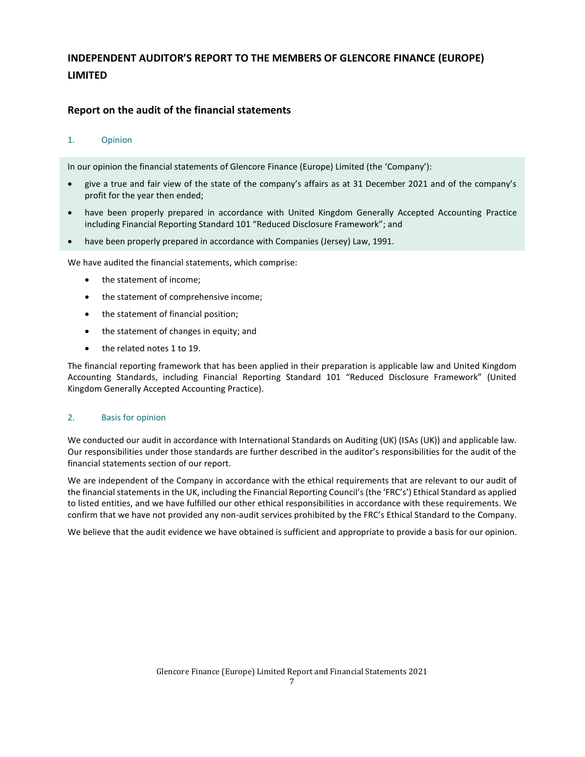# INDEPENDENT AUDITOR'S REPORT TO THE MEMBERS OF GLENCORE FINANCE (EUROPE) LIMITED

## Report on the audit of the financial statements

### 1. Opinion

In our opinion the financial statements of Glencore Finance (Europe) Limited (the 'Company'):

- give a true and fair view of the state of the company's affairs as at 31 December 2021 and of the company's profit for the year then ended;
- have been properly prepared in accordance with United Kingdom Generally Accepted Accounting Practice including Financial Reporting Standard 101 "Reduced Disclosure Framework"; and
- have been properly prepared in accordance with Companies (Jersey) Law, 1991.

We have audited the financial statements, which comprise:

- the statement of income;
- the statement of comprehensive income;
- the statement of financial position;
- the statement of changes in equity; and
- the related notes 1 to 19.

The financial reporting framework that has been applied in their preparation is applicable law and United Kingdom Accounting Standards, including Financial Reporting Standard 101 "Reduced Disclosure Framework" (United Kingdom Generally Accepted Accounting Practice).

### 2. Basis for opinion

We conducted our audit in accordance with International Standards on Auditing (UK) (ISAs (UK)) and applicable law. Our responsibilities under those standards are further described in the auditor's responsibilities for the audit of the financial statements section of our report.

We are independent of the Company in accordance with the ethical requirements that are relevant to our audit of the financial statements in the UK, including the Financial Reporting Council's (the 'FRC's') Ethical Standard as applied to listed entities, and we have fulfilled our other ethical responsibilities in accordance with these requirements. We confirm that we have not provided any non-audit services prohibited by the FRC's Ethical Standard to the Company.

We believe that the audit evidence we have obtained is sufficient and appropriate to provide a basis for our opinion.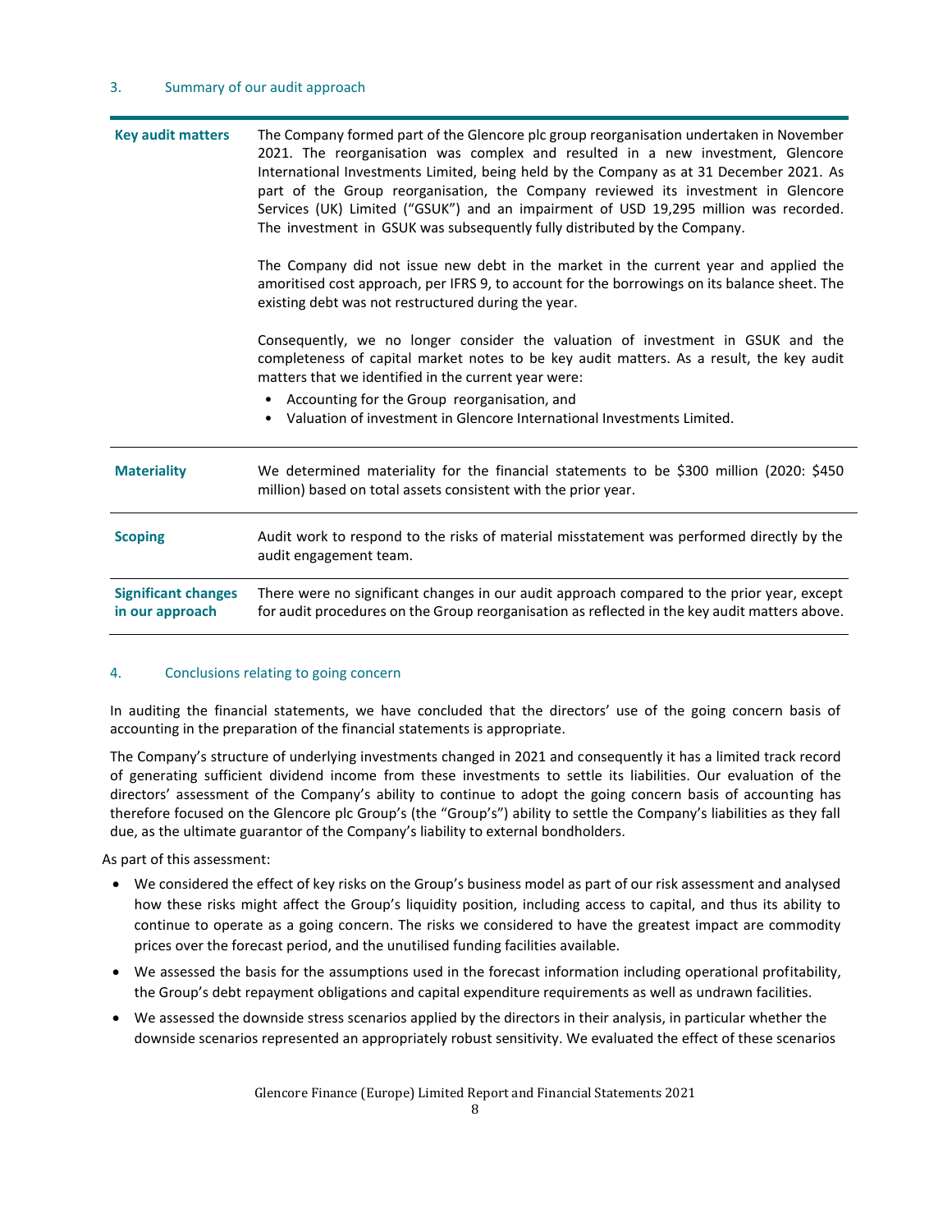## 3. Summary of our audit approach

| | |
|---|---|
| **Key audit matters** | The Company formed part of the Glencore plc group reorganisation undertaken in November 2021. The reorganisation was complex and resulted in a new investment, Glencore International Investments Limited, being held by the Company as at 31 December 2021. As part of the Group reorganisation, the Company reviewed its investment in Glencore Services (UK) Limited ("GSUK") and an impairment of USD 19,295 million was recorded. The investment in GSUK was subsequently fully distributed by the Company.<br><br>The Company did not issue new debt in the market in the current year and applied the amoritised cost approach, per IFRS 9, to account for the borrowings on its balance sheet. The existing debt was not restructured during the year.<br><br>Consequently, we no longer consider the valuation of investment in GSUK and the completeness of capital market notes to be key audit matters. As a result, the key audit matters that we identified in the current year were:<br>• Accounting for the Group reorganisation, and<br>• Valuation of investment in Glencore International Investments Limited. |
| **Materiality** | We determined materiality for the financial statements to be $300 million (2020: $450 million) based on total assets consistent with the prior year. |
| **Scoping** | Audit work to respond to the risks of material misstatement was performed directly by the audit engagement team. |
| **Significant changes in our approach** | There were no significant changes in our audit approach compared to the prior year, except for audit procedures on the Group reorganisation as reflected in the key audit matters above. |

## 4. Conclusions relating to going concern

In auditing the financial statements, we have concluded that the directors' use of the going concern basis of accounting in the preparation of the financial statements is appropriate.

The Company's structure of underlying investments changed in 2021 and consequently it has a limited track record of generating sufficient dividend income from these investments to settle its liabilities. Our evaluation of the directors' assessment of the Company's ability to continue to adopt the going concern basis of accounting has therefore focused on the Glencore plc Group's (the "Group's") ability to settle the Company's liabilities as they fall due, as the ultimate guarantor of the Company's liability to external bondholders.

As part of this assessment:

- We considered the effect of key risks on the Group's business model as part of our risk assessment and analysed how these risks might affect the Group's liquidity position, including access to capital, and thus its ability to continue to operate as a going concern. The risks we considered to have the greatest impact are commodity prices over the forecast period, and the unutilised funding facilities available.
- We assessed the basis for the assumptions used in the forecast information including operational profitability, the Group's debt repayment obligations and capital expenditure requirements as well as undrawn facilities.
- We assessed the downside stress scenarios applied by the directors in their analysis, in particular whether the downside scenarios represented an appropriately robust sensitivity. We evaluated the effect of these scenarios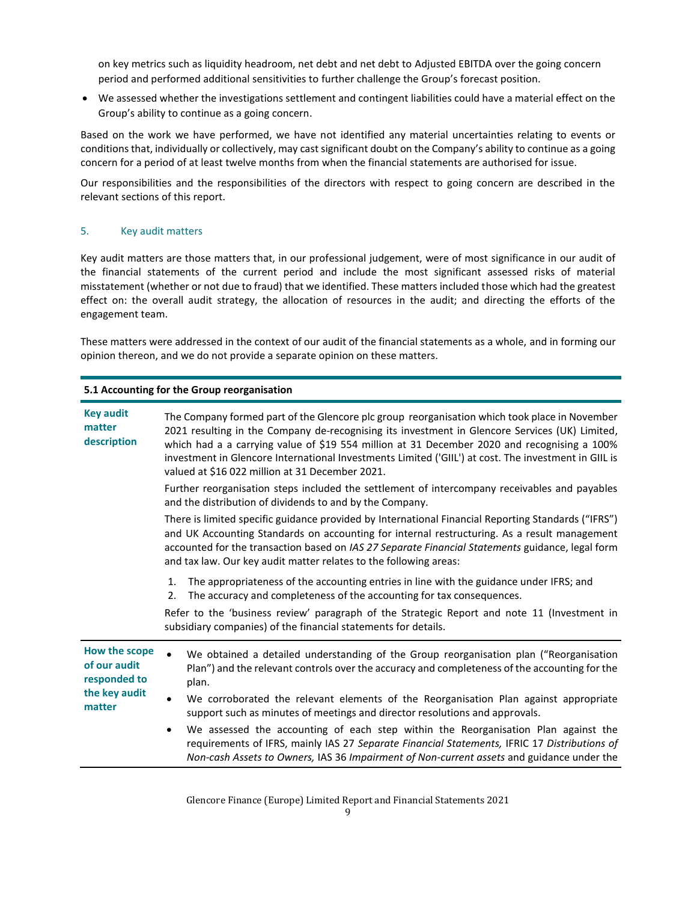on key metrics such as liquidity headroom, net debt and net debt to Adjusted EBITDA over the going concern period and performed additional sensitivities to further challenge the Group's forecast position.

- We assessed whether the investigations settlement and contingent liabilities could have a material effect on the Group's ability to continue as a going concern.

Based on the work we have performed, we have not identified any material uncertainties relating to events or conditions that, individually or collectively, may cast significant doubt on the Company's ability to continue as a going concern for a period of at least twelve months from when the financial statements are authorised for issue.

Our responsibilities and the responsibilities of the directors with respect to going concern are described in the relevant sections of this report.

## 5. Key audit matters

Key audit matters are those matters that, in our professional judgement, were of most significance in our audit of the financial statements of the current period and include the most significant assessed risks of material misstatement (whether or not due to fraud) that we identified. These matters included those which had the greatest effect on: the overall audit strategy, the allocation of resources in the audit; and directing the efforts of the engagement team.

These matters were addressed in the context of our audit of the financial statements as a whole, and in forming our opinion thereon, and we do not provide a separate opinion on these matters.

| **5.1 Accounting for the Group reorganisation** | |
|---|---|
| **Key audit matter description** | The Company formed part of the Glencore plc group reorganisation which took place in November 2021 resulting in the Company de-recognising its investment in Glencore Services (UK) Limited, which had a a carrying value of $19 554 million at 31 December 2020 and recognising a 100% investment in Glencore International Investments Limited ('GIIL') at cost. The investment in GIIL is valued at $16 022 million at 31 December 2021.<br><br>Further reorganisation steps included the settlement of intercompany receivables and payables and the distribution of dividends to and by the Company.<br><br>There is limited specific guidance provided by International Financial Reporting Standards ("IFRS") and UK Accounting Standards on accounting for internal restructuring. As a result management accounted for the transaction based on *IAS 27 Separate Financial Statements* guidance, legal form and tax law. Our key audit matter relates to the following areas:<br><br>1. The appropriateness of the accounting entries in line with the guidance under IFRS; and<br>2. The accuracy and completeness of the accounting for tax consequences.<br><br>Refer to the 'business review' paragraph of the Strategic Report and note 11 (Investment in subsidiary companies) of the financial statements for details. |
| **How the scope of our audit responded to the key audit matter** | • We obtained a detailed understanding of the Group reorganisation plan ("Reorganisation Plan") and the relevant controls over the accuracy and completeness of the accounting for the plan.<br>• We corroborated the relevant elements of the Reorganisation Plan against appropriate support such as minutes of meetings and director resolutions and approvals.<br>• We assessed the accounting of each step within the Reorganisation Plan against the requirements of IFRS, mainly IAS 27 *Separate Financial Statements,* IFRIC 17 *Distributions of Non-cash Assets to Owners,* IAS 36 *Impairment of Non-current assets* and guidance under the |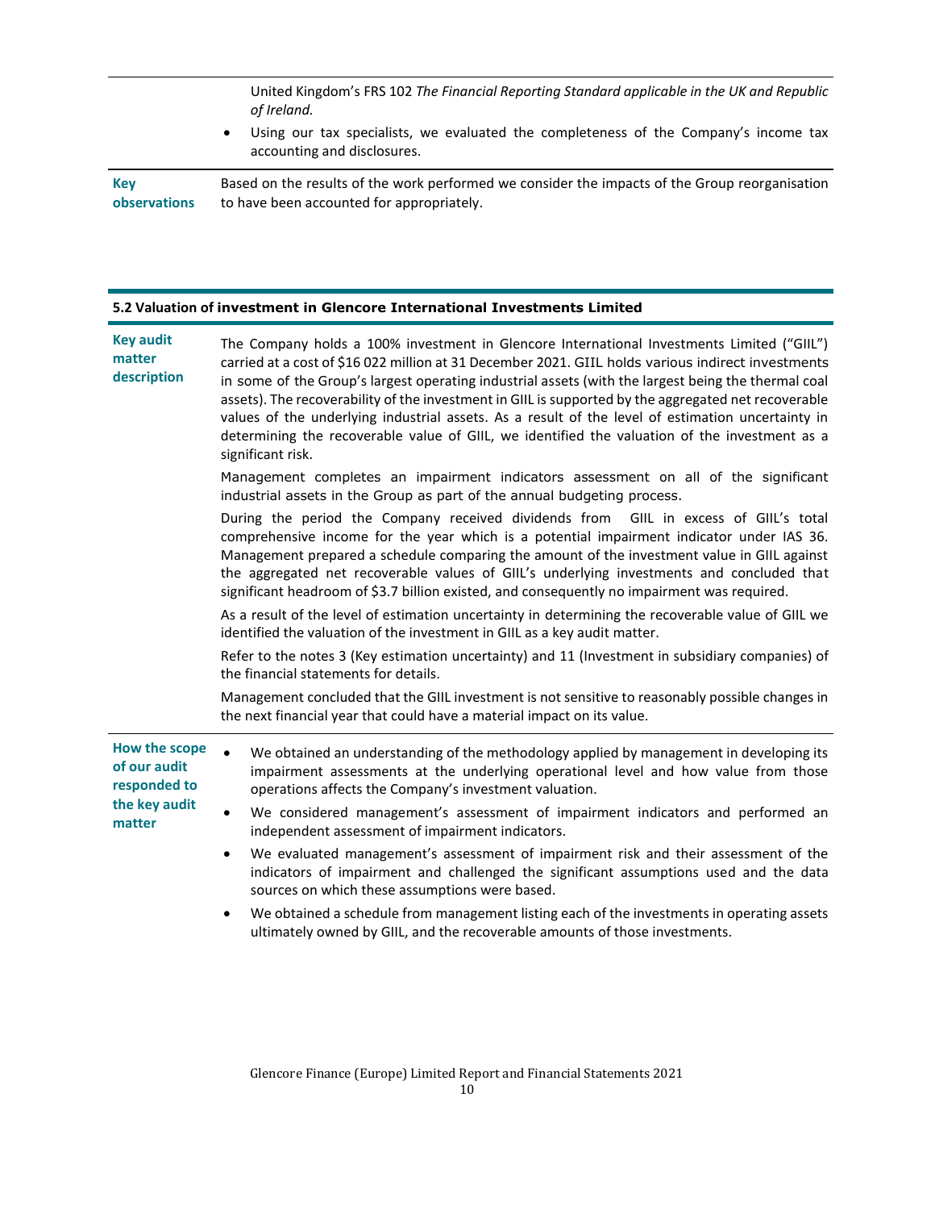| | |
|---|---|
| | United Kingdom's FRS 102 *The Financial Reporting Standard applicable in the UK and Republic of Ireland*.<br>• Using our tax specialists, we evaluated the completeness of the Company's income tax accounting and disclosures. |
| **Key observations** | Based on the results of the work performed we consider the impacts of the Group reorganisation to have been accounted for appropriately. |

### 5.2 Valuation of investment in Glencore International Investments Limited

| | |
|---|---|
| **Key audit matter description** | The Company holds a 100% investment in Glencore International Investments Limited ("GIIL") carried at a cost of $16 022 million at 31 December 2021. GIIL holds various indirect investments in some of the Group's largest operating industrial assets (with the largest being the thermal coal assets). The recoverability of the investment in GIIL is supported by the aggregated net recoverable values of the underlying industrial assets. As a result of the level of estimation uncertainty in determining the recoverable value of GIIL, we identified the valuation of the investment as a significant risk.<br><br>Management completes an impairment indicators assessment on all of the significant industrial assets in the Group as part of the annual budgeting process.<br><br>During the period the Company received dividends from GIIL in excess of GIIL's total comprehensive income for the year which is a potential impairment indicator under IAS 36. Management prepared a schedule comparing the amount of the investment value in GIIL against the aggregated net recoverable values of GIIL's underlying investments and concluded that significant headroom of $3.7 billion existed, and consequently no impairment was required.<br><br>As a result of the level of estimation uncertainty in determining the recoverable value of GIIL we identified the valuation of the investment in GIIL as a key audit matter.<br><br>Refer to the notes 3 (Key estimation uncertainty) and 11 (Investment in subsidiary companies) of the financial statements for details.<br><br>Management concluded that the GIIL investment is not sensitive to reasonably possible changes in the next financial year that could have a material impact on its value. |
| **How the scope of our audit responded to the key audit matter** | • We obtained an understanding of the methodology applied by management in developing its impairment assessments at the underlying operational level and how value from those operations affects the Company's investment valuation.<br>• We considered management's assessment of impairment indicators and performed an independent assessment of impairment indicators.<br>• We evaluated management's assessment of impairment risk and their assessment of the indicators of impairment and challenged the significant assumptions used and the data sources on which these assumptions were based.<br>• We obtained a schedule from management listing each of the investments in operating assets ultimately owned by GIIL, and the recoverable amounts of those investments. |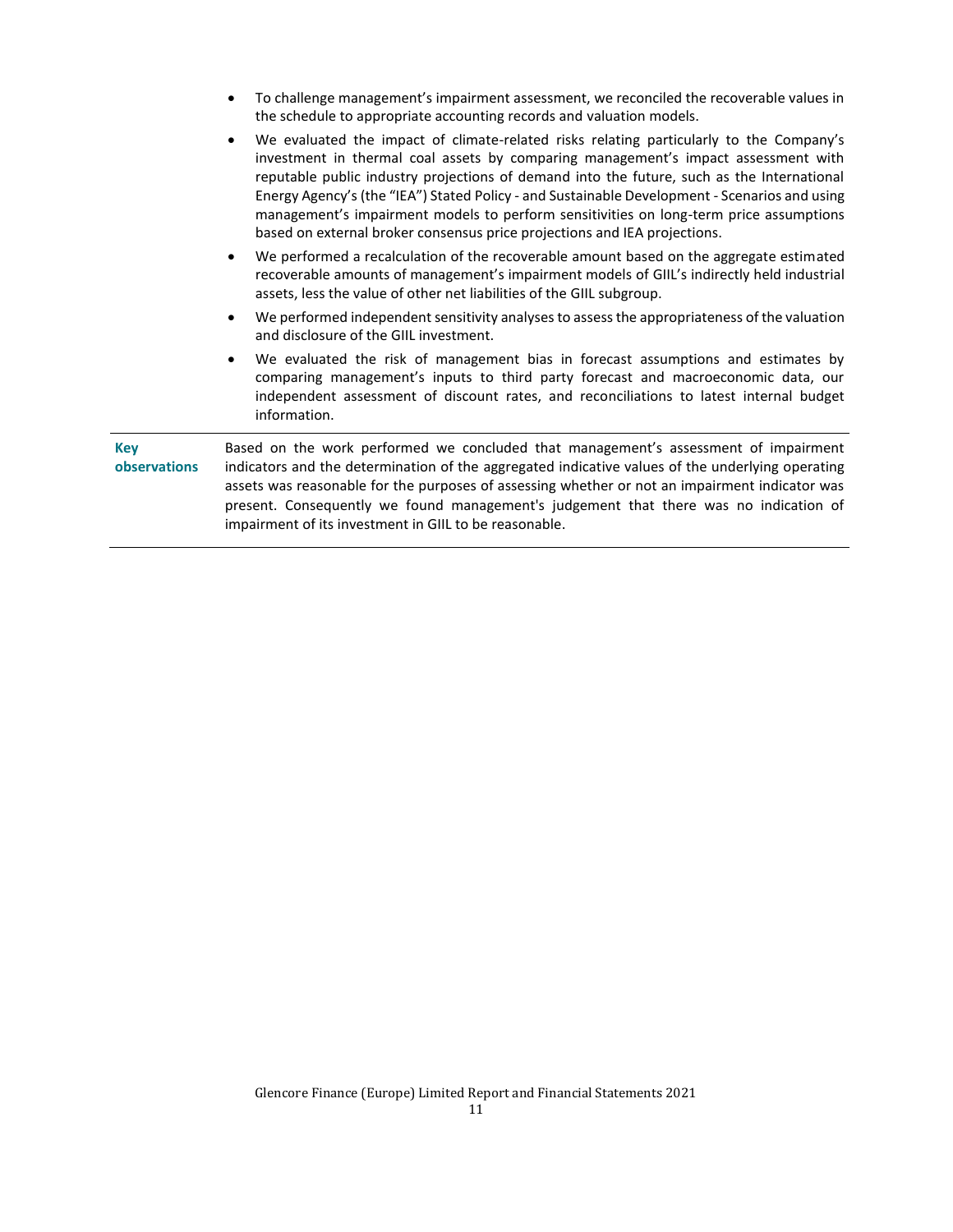|  |  |
|---|---|
|  | • To challenge management's impairment assessment, we reconciled the recoverable values in the schedule to appropriate accounting records and valuation models.<br>• We evaluated the impact of climate-related risks relating particularly to the Company's investment in thermal coal assets by comparing management's impact assessment with reputable public industry projections of demand into the future, such as the International Energy Agency's (the "IEA") Stated Policy - and Sustainable Development - Scenarios and using management's impairment models to perform sensitivities on long-term price assumptions based on external broker consensus price projections and IEA projections.<br>• We performed a recalculation of the recoverable amount based on the aggregate estimated recoverable amounts of management's impairment models of GIIL's indirectly held industrial assets, less the value of other net liabilities of the GIIL subgroup.<br>• We performed independent sensitivity analyses to assess the appropriateness of the valuation and disclosure of the GIIL investment.<br>• We evaluated the risk of management bias in forecast assumptions and estimates by comparing management's inputs to third party forecast and macroeconomic data, our independent assessment of discount rates, and reconciliations to latest internal budget information. |
| **Key observations** | Based on the work performed we concluded that management's assessment of impairment indicators and the determination of the aggregated indicative values of the underlying operating assets was reasonable for the purposes of assessing whether or not an impairment indicator was present. Consequently we found management's judgement that there was no indication of impairment of its investment in GIIL to be reasonable. |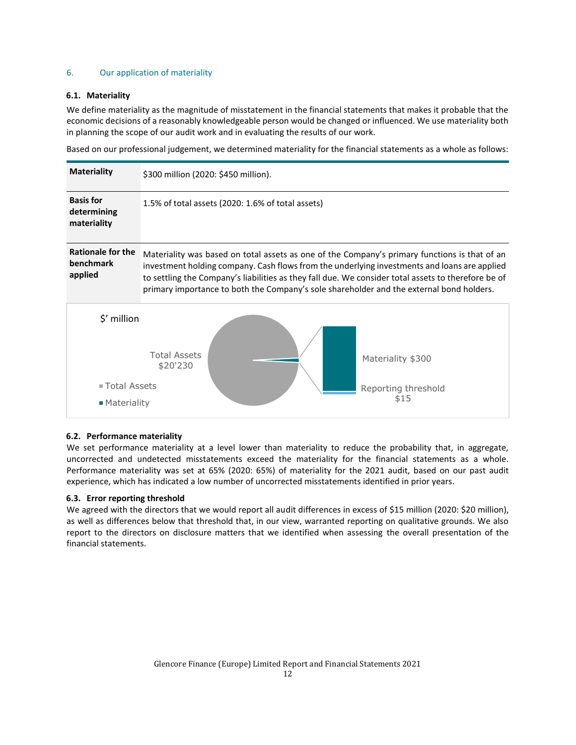## 6. Our application of materiality

### 6.1. Materiality

We define materiality as the magnitude of misstatement in the financial statements that makes it probable that the economic decisions of a reasonably knowledgeable person would be changed or influenced. We use materiality both in planning the scope of our audit work and in evaluating the results of our work.

Based on our professional judgement, we determined materiality for the financial statements as a whole as follows:

| | |
|---|---|
| **Materiality** | $300 million (2020: $450 million). |
| **Basis for determining materiality** | 1.5% of total assets (2020: 1.6% of total assets) |
| **Rationale for the benchmark applied** | Materiality was based on total assets as one of the Company's primary functions is that of an investment holding company. Cash flows from the underlying investments and loans are applied to settling the Company's liabilities as they fall due. We consider total assets to therefore be of primary importance to both the Company's sole shareholder and the external bond holders. |

$' million

Total Assets $20'230

Materiality $300

Reporting threshold $15

■ Total Assets
■ Materiality

### 6.2. Performance materiality

We set performance materiality at a level lower than materiality to reduce the probability that, in aggregate, uncorrected and undetected misstatements exceed the materiality for the financial statements as a whole. Performance materiality was set at 65% (2020: 65%) of materiality for the 2021 audit, based on our past audit experience, which has indicated a low number of uncorrected misstatements identified in prior years.

### 6.3. Error reporting threshold

We agreed with the directors that we would report all audit differences in excess of $15 million (2020: $20 million), as well as differences below that threshold that, in our view, warranted reporting on qualitative grounds. We also report to the directors on disclosure matters that we identified when assessing the overall presentation of the financial statements.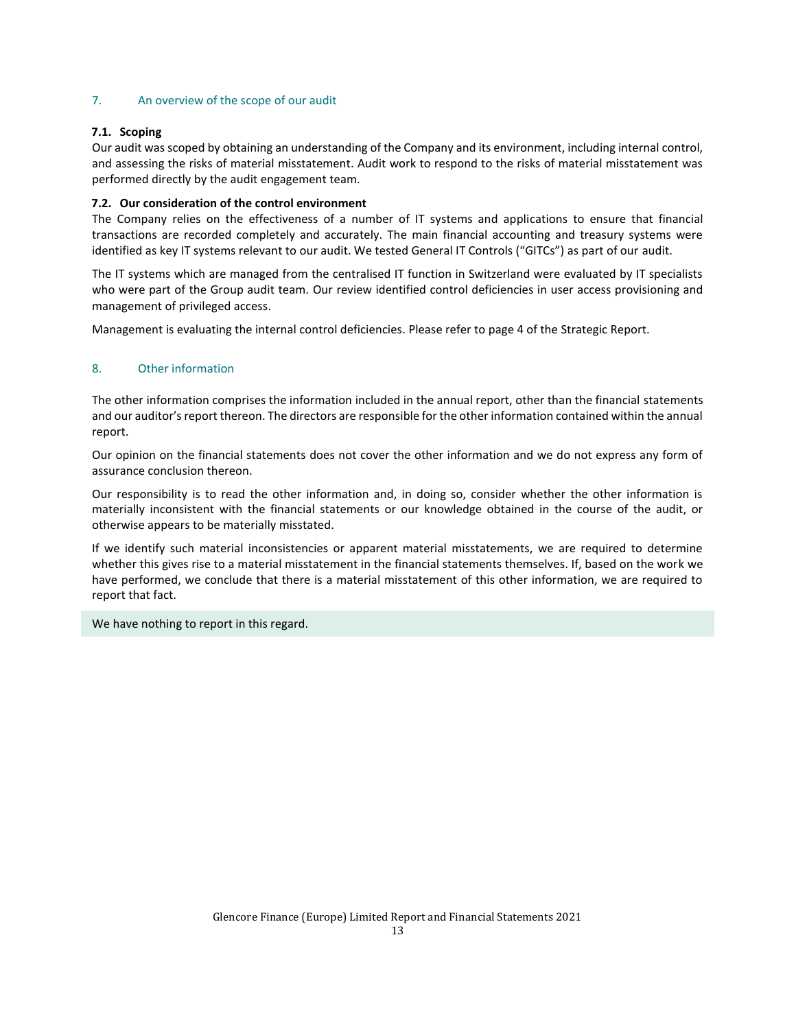## 7. An overview of the scope of our audit

### 7.1. Scoping

Our audit was scoped by obtaining an understanding of the Company and its environment, including internal control, and assessing the risks of material misstatement. Audit work to respond to the risks of material misstatement was performed directly by the audit engagement team.

### 7.2. Our consideration of the control environment

The Company relies on the effectiveness of a number of IT systems and applications to ensure that financial transactions are recorded completely and accurately. The main financial accounting and treasury systems were identified as key IT systems relevant to our audit. We tested General IT Controls ("GITCs") as part of our audit.

The IT systems which are managed from the centralised IT function in Switzerland were evaluated by IT specialists who were part of the Group audit team. Our review identified control deficiencies in user access provisioning and management of privileged access.

Management is evaluating the internal control deficiencies. Please refer to page 4 of the Strategic Report.

## 8. Other information

The other information comprises the information included in the annual report, other than the financial statements and our auditor's report thereon. The directors are responsible for the other information contained within the annual report.

Our opinion on the financial statements does not cover the other information and we do not express any form of assurance conclusion thereon.

Our responsibility is to read the other information and, in doing so, consider whether the other information is materially inconsistent with the financial statements or our knowledge obtained in the course of the audit, or otherwise appears to be materially misstated.

If we identify such material inconsistencies or apparent material misstatements, we are required to determine whether this gives rise to a material misstatement in the financial statements themselves. If, based on the work we have performed, we conclude that there is a material misstatement of this other information, we are required to report that fact.

We have nothing to report in this regard.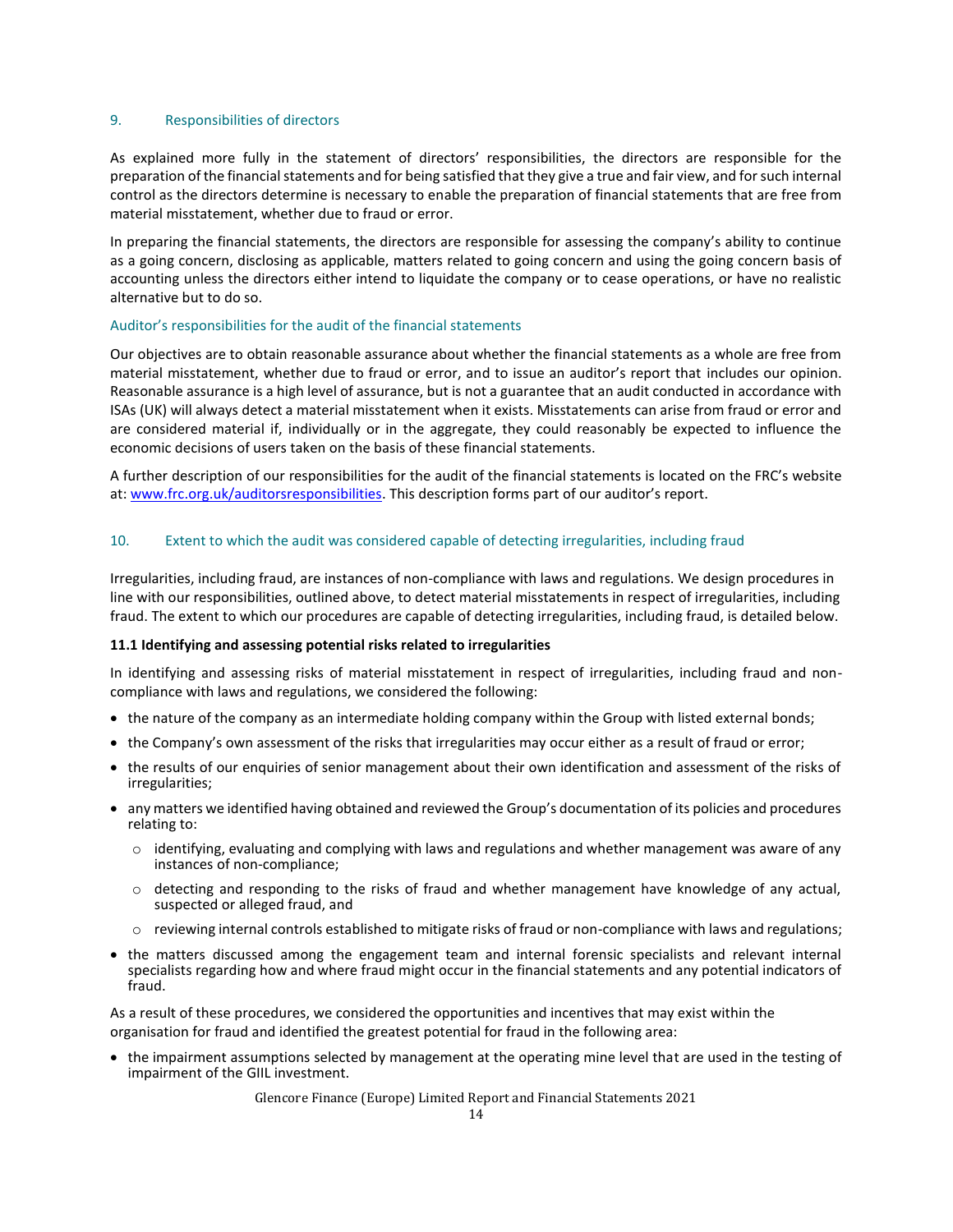## 9. Responsibilities of directors

As explained more fully in the statement of directors' responsibilities, the directors are responsible for the preparation of the financial statements and for being satisfied that they give a true and fair view, and for such internal control as the directors determine is necessary to enable the preparation of financial statements that are free from material misstatement, whether due to fraud or error.

In preparing the financial statements, the directors are responsible for assessing the company's ability to continue as a going concern, disclosing as applicable, matters related to going concern and using the going concern basis of accounting unless the directors either intend to liquidate the company or to cease operations, or have no realistic alternative but to do so.

### Auditor's responsibilities for the audit of the financial statements

Our objectives are to obtain reasonable assurance about whether the financial statements as a whole are free from material misstatement, whether due to fraud or error, and to issue an auditor's report that includes our opinion. Reasonable assurance is a high level of assurance, but is not a guarantee that an audit conducted in accordance with ISAs (UK) will always detect a material misstatement when it exists. Misstatements can arise from fraud or error and are considered material if, individually or in the aggregate, they could reasonably be expected to influence the economic decisions of users taken on the basis of these financial statements.

A further description of our responsibilities for the audit of the financial statements is located on the FRC's website at: [www.frc.org.uk/auditorsresponsibilities](http://www.frc.org.uk/auditorsresponsibilities). This description forms part of our auditor's report.

## 10. Extent to which the audit was considered capable of detecting irregularities, including fraud

Irregularities, including fraud, are instances of non-compliance with laws and regulations. We design procedures in line with our responsibilities, outlined above, to detect material misstatements in respect of irregularities, including fraud. The extent to which our procedures are capable of detecting irregularities, including fraud, is detailed below.

**11.1 Identifying and assessing potential risks related to irregularities**

In identifying and assessing risks of material misstatement in respect of irregularities, including fraud and non-compliance with laws and regulations, we considered the following:

- the nature of the company as an intermediate holding company within the Group with listed external bonds;
- the Company's own assessment of the risks that irregularities may occur either as a result of fraud or error;
- the results of our enquiries of senior management about their own identification and assessment of the risks of irregularities;
- any matters we identified having obtained and reviewed the Group's documentation of its policies and procedures relating to:
  - identifying, evaluating and complying with laws and regulations and whether management was aware of any instances of non-compliance;
  - detecting and responding to the risks of fraud and whether management have knowledge of any actual, suspected or alleged fraud, and
  - reviewing internal controls established to mitigate risks of fraud or non-compliance with laws and regulations;
- the matters discussed among the engagement team and internal forensic specialists and relevant internal specialists regarding how and where fraud might occur in the financial statements and any potential indicators of fraud.

As a result of these procedures, we considered the opportunities and incentives that may exist within the organisation for fraud and identified the greatest potential for fraud in the following area:

- the impairment assumptions selected by management at the operating mine level that are used in the testing of impairment of the GIIL investment.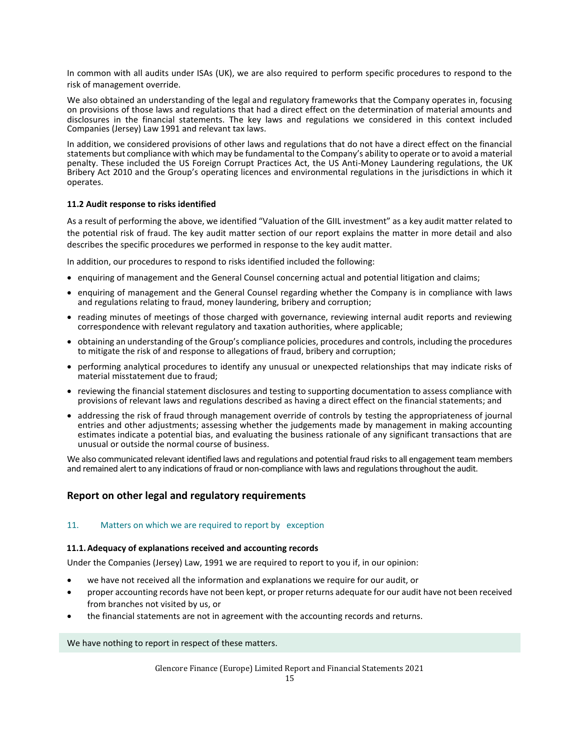In common with all audits under ISAs (UK), we are also required to perform specific procedures to respond to the risk of management override.

We also obtained an understanding of the legal and regulatory frameworks that the Company operates in, focusing on provisions of those laws and regulations that had a direct effect on the determination of material amounts and disclosures in the financial statements. The key laws and regulations we considered in this context included Companies (Jersey) Law 1991 and relevant tax laws.

In addition, we considered provisions of other laws and regulations that do not have a direct effect on the financial statements but compliance with which may be fundamental to the Company's ability to operate or to avoid a material penalty. These included the US Foreign Corrupt Practices Act, the US Anti-Money Laundering regulations, the UK Bribery Act 2010 and the Group's operating licences and environmental regulations in the jurisdictions in which it operates.

**11.2 Audit response to risks identified**

As a result of performing the above, we identified "Valuation of the GIIL investment" as a key audit matter related to the potential risk of fraud. The key audit matter section of our report explains the matter in more detail and also describes the specific procedures we performed in response to the key audit matter.

In addition, our procedures to respond to risks identified included the following:

- enquiring of management and the General Counsel concerning actual and potential litigation and claims;
- enquiring of management and the General Counsel regarding whether the Company is in compliance with laws and regulations relating to fraud, money laundering, bribery and corruption;
- reading minutes of meetings of those charged with governance, reviewing internal audit reports and reviewing correspondence with relevant regulatory and taxation authorities, where applicable;
- obtaining an understanding of the Group's compliance policies, procedures and controls, including the procedures to mitigate the risk of and response to allegations of fraud, bribery and corruption;
- performing analytical procedures to identify any unusual or unexpected relationships that may indicate risks of material misstatement due to fraud;
- reviewing the financial statement disclosures and testing to supporting documentation to assess compliance with provisions of relevant laws and regulations described as having a direct effect on the financial statements; and
- addressing the risk of fraud through management override of controls by testing the appropriateness of journal entries and other adjustments; assessing whether the judgements made by management in making accounting estimates indicate a potential bias, and evaluating the business rationale of any significant transactions that are unusual or outside the normal course of business.

We also communicated relevant identified laws and regulations and potential fraud risks to all engagement team members and remained alert to any indications of fraud or non-compliance with laws and regulations throughout the audit.

## Report on other legal and regulatory requirements

### 11. Matters on which we are required to report by exception

**11.1. Adequacy of explanations received and accounting records**

Under the Companies (Jersey) Law, 1991 we are required to report to you if, in our opinion:

- we have not received all the information and explanations we require for our audit, or
- proper accounting records have not been kept, or proper returns adequate for our audit have not been received from branches not visited by us, or
- the financial statements are not in agreement with the accounting records and returns.

We have nothing to report in respect of these matters.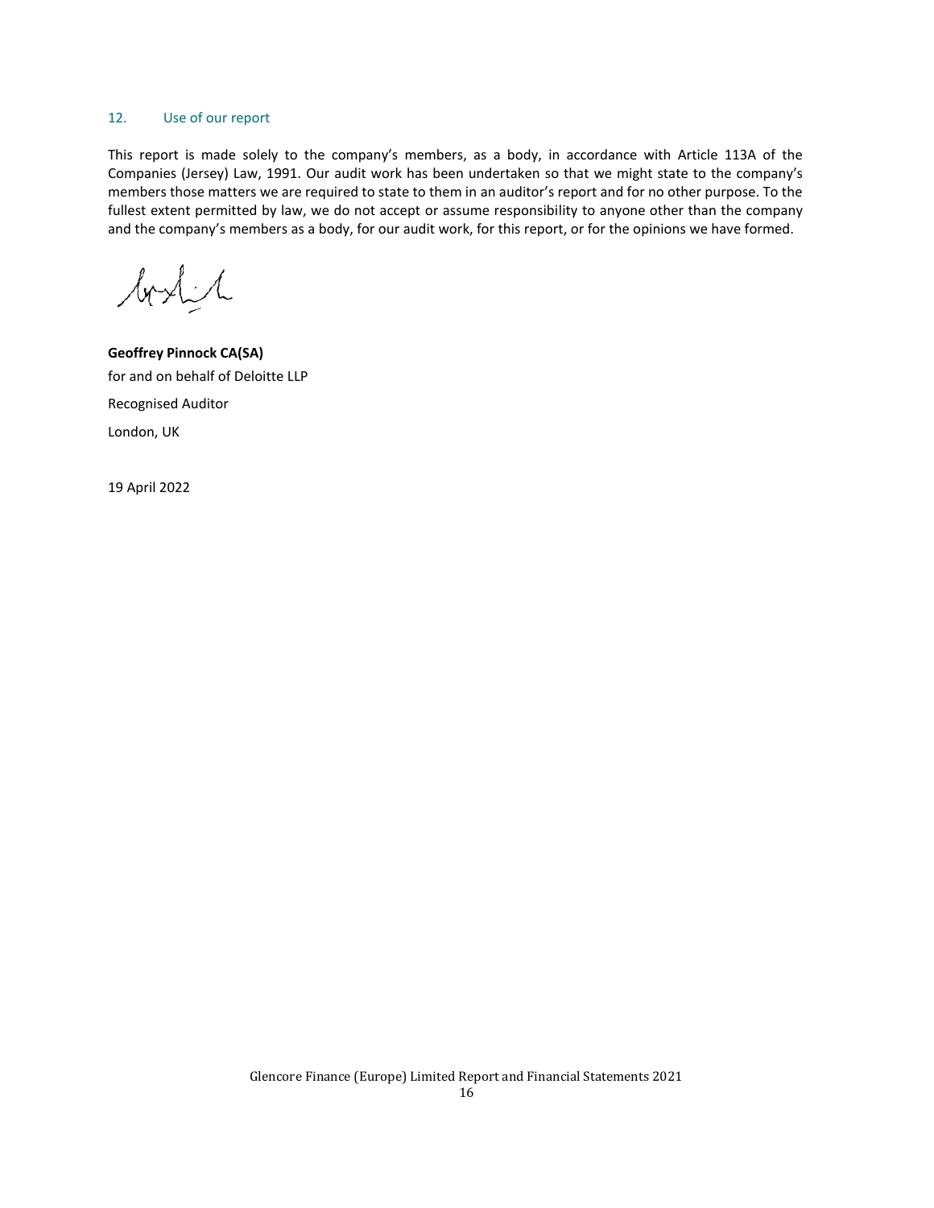## 12. Use of our report

This report is made solely to the company's members, as a body, in accordance with Article 113A of the Companies (Jersey) Law, 1991. Our audit work has been undertaken so that we might state to the company's members those matters we are required to state to them in an auditor's report and for no other purpose. To the fullest extent permitted by law, we do not accept or assume responsibility to anyone other than the company and the company's members as a body, for our audit work, for this report, or for the opinions we have formed.

**Geoffrey Pinnock CA(SA)**

for and on behalf of Deloitte LLP

Recognised Auditor

London, UK

19 April 2022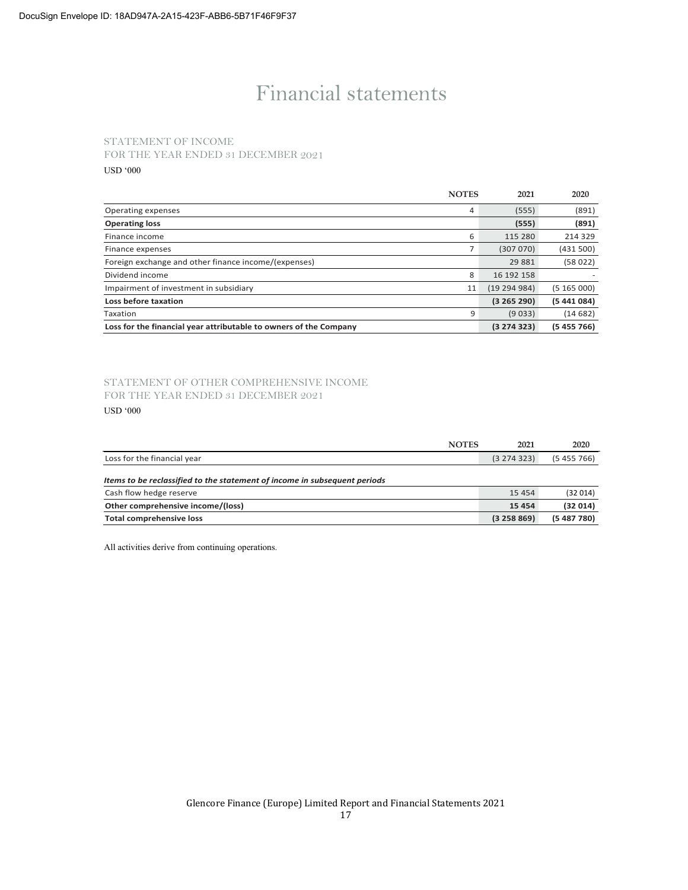# Financial statements

## STATEMENT OF INCOME
## FOR THE YEAR ENDED 31 DECEMBER 2021

USD '000

| | NOTES | 2021 | 2020 |
|---|---|---|---|
| Operating expenses | 4 | (555) | (891) |
| **Operating loss** | | **(555)** | **(891)** |
| Finance income | 6 | 115 280 | 214 329 |
| Finance expenses | 7 | (307 070) | (431 500) |
| Foreign exchange and other finance income/(expenses) | | 29 881 | (58 022) |
| Dividend income | 8 | 16 192 158 | - |
| Impairment of investment in subsidiary | 11 | (19 294 984) | (5 165 000) |
| **Loss before taxation** | | **(3 265 290)** | **(5 441 084)** |
| Taxation | 9 | (9 033) | (14 682) |
| **Loss for the financial year attributable to owners of the Company** | | **(3 274 323)** | **(5 455 766)** |

## STATEMENT OF OTHER COMPREHENSIVE INCOME
## FOR THE YEAR ENDED 31 DECEMBER 2021

USD '000

| | NOTES | 2021 | 2020 |
|---|---|---|---|
| Loss for the financial year | | (3 274 323) | (5 455 766) |
| ***Items to be reclassified to the statement of income in subsequent periods*** | | | |
| Cash flow hedge reserve | | 15 454 | (32 014) |
| **Other comprehensive income/(loss)** | | **15 454** | **(32 014)** |
| **Total comprehensive loss** | | **(3 258 869)** | **(5 487 780)** |

All activities derive from continuing operations.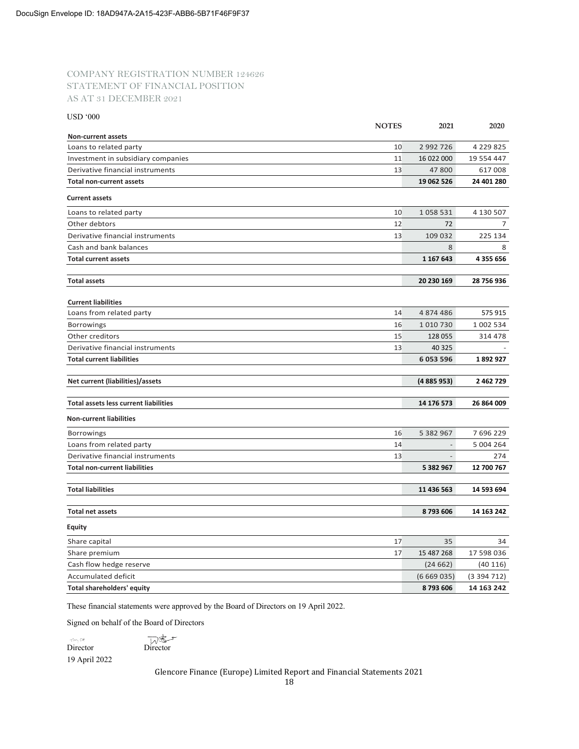DocuSign Envelope ID: 18AD947A-2A15-423F-ABB6-5B71F46F9F37

COMPANY REGISTRATION NUMBER 124626
STATEMENT OF FINANCIAL POSITION
AS AT 31 DECEMBER 2021

USD '000

| | NOTES | 2021 | 2020 |
|---|---|---|---|
| **Non-current assets** | | | |
| Loans to related party | 10 | 2 992 726 | 4 229 825 |
| Investment in subsidiary companies | 11 | 16 022 000 | 19 554 447 |
| Derivative financial instruments | 13 | 47 800 | 617 008 |
| **Total non-current assets** | | **19 062 526** | **24 401 280** |
| **Current assets** | | | |
| Loans to related party | 10 | 1 058 531 | 4 130 507 |
| Other debtors | 12 | 72 | 7 |
| Derivative financial instruments | 13 | 109 032 | 225 134 |
| Cash and bank balances | | 8 | 8 |
| **Total current assets** | | **1 167 643** | **4 355 656** |
| **Total assets** | | **20 230 169** | **28 756 936** |
| **Current liabilities** | | | |
| Loans from related party | 14 | 4 874 486 | 575 915 |
| Borrowings | 16 | 1 010 730 | 1 002 534 |
| Other creditors | 15 | 128 055 | 314 478 |
| Derivative financial instruments | 13 | 40 325 | - |
| **Total current liabilities** | | **6 053 596** | **1 892 927** |
| **Net current (liabilities)/assets** | | **(4 885 953)** | **2 462 729** |
| **Total assets less current liabilities** | | **14 176 573** | **26 864 009** |
| **Non-current liabilities** | | | |
| Borrowings | 16 | 5 382 967 | 7 696 229 |
| Loans from related party | 14 | - | 5 004 264 |
| Derivative financial instruments | 13 | - | 274 |
| **Total non-current liabilities** | | **5 382 967** | **12 700 767** |
| **Total liabilities** | | **11 436 563** | **14 593 694** |
| **Total net assets** | | **8 793 606** | **14 163 242** |
| **Equity** | | | |
| Share capital | 17 | 35 | 34 |
| Share premium | 17 | 15 487 268 | 17 598 036 |
| Cash flow hedge reserve | | (24 662) | (40 116) |
| Accumulated deficit | | (6 669 035) | (3 394 712) |
| **Total shareholders' equity** | | **8 793 606** | **14 163 242** |

These financial statements were approved by the Board of Directors on 19 April 2022.

Signed on behalf of the Board of Directors

Director　　Director

19 April 2022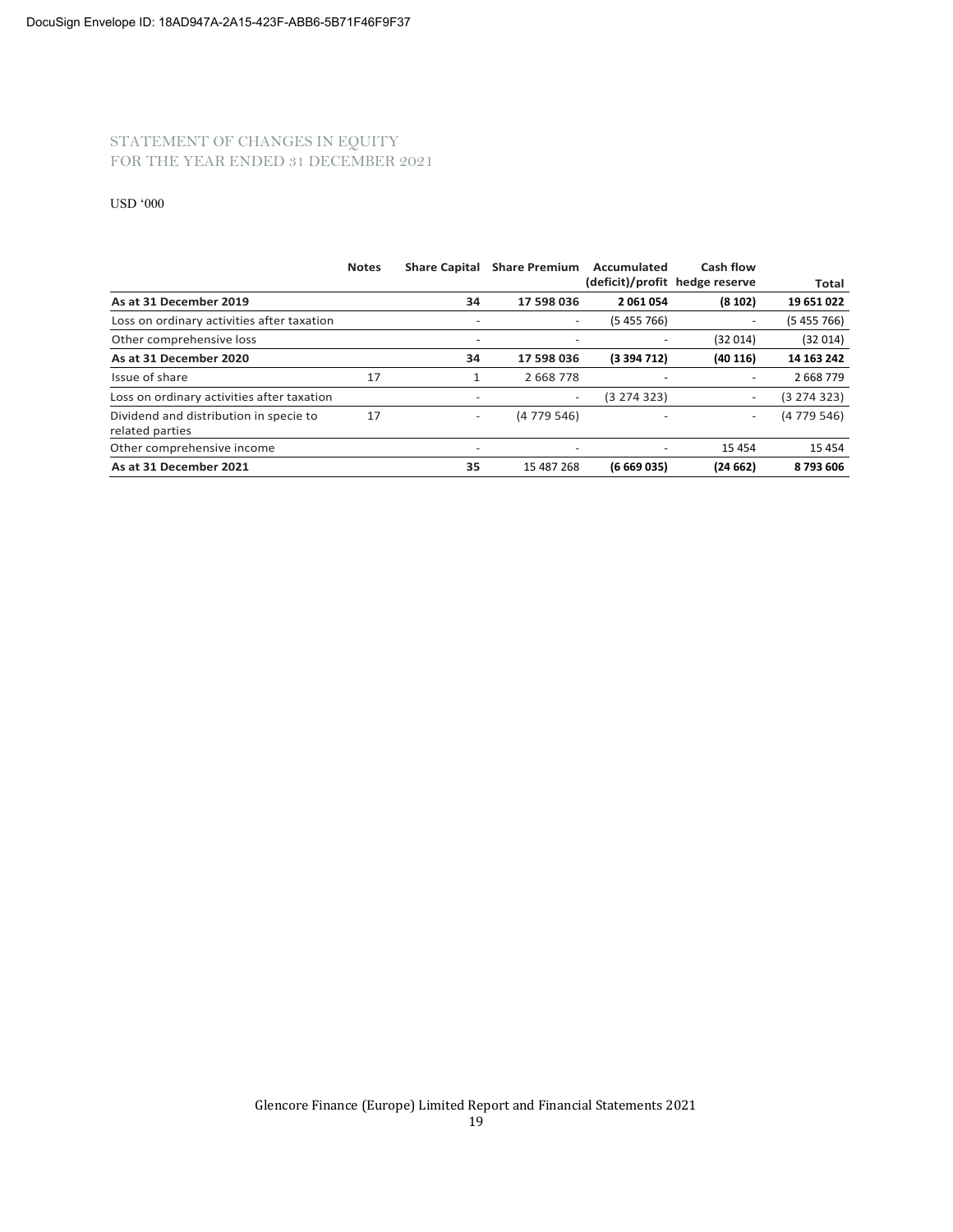DocuSign Envelope ID: 18AD947A-2A15-423F-ABB6-5B71F46F9F37

## STATEMENT OF CHANGES IN EQUITY
## FOR THE YEAR ENDED 31 DECEMBER 2021

USD '000

| | Notes | Share Capital | Share Premium | Accumulated (deficit)/profit | Cash flow hedge reserve | Total |
|---|---|---|---|---|---|---|
| **As at 31 December 2019** | | **34** | **17 598 036** | **2 061 054** | **(8 102)** | **19 651 022** |
| Loss on ordinary activities after taxation | | - | - | (5 455 766) | - | (5 455 766) |
| Other comprehensive loss | | - | - | - | (32 014) | (32 014) |
| **As at 31 December 2020** | | **34** | **17 598 036** | **(3 394 712)** | **(40 116)** | **14 163 242** |
| Issue of share | 17 | 1 | 2 668 778 | - | - | 2 668 779 |
| Loss on ordinary activities after taxation | | - | - | (3 274 323) | - | (3 274 323) |
| Dividend and distribution in specie to related parties | 17 | - | (4 779 546) | - | - | (4 779 546) |
| Other comprehensive income | | - | - | - | 15 454 | 15 454 |
| **As at 31 December 2021** | | **35** | 15 487 268 | **(6 669 035)** | **(24 662)** | **8 793 606** |

Glencore Finance (Europe) Limited Report and Financial Statements 2021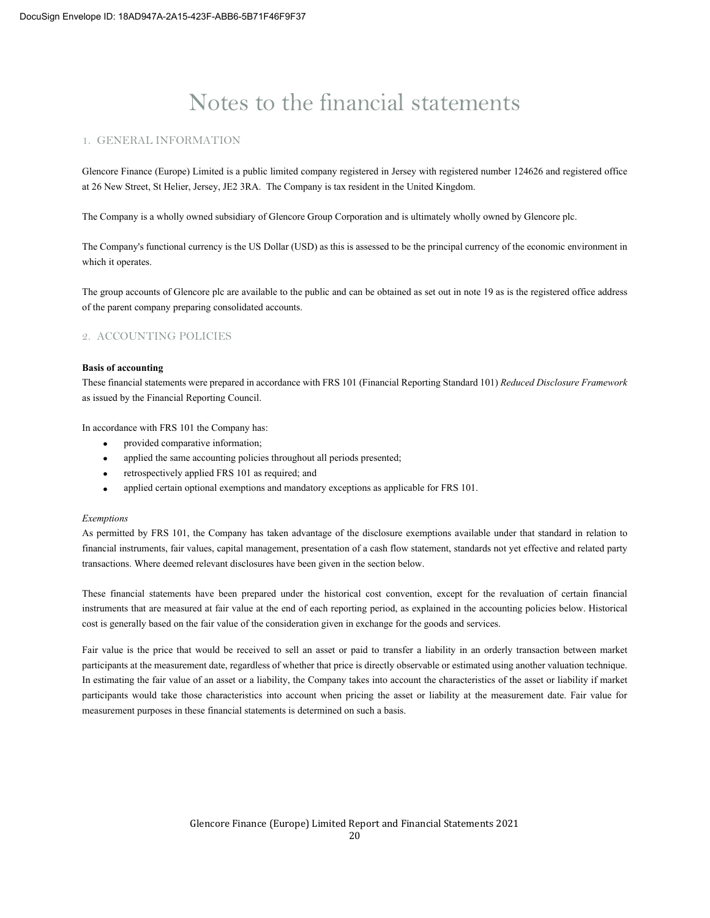# Notes to the financial statements

## 1. GENERAL INFORMATION

Glencore Finance (Europe) Limited is a public limited company registered in Jersey with registered number 124626 and registered office at 26 New Street, St Helier, Jersey, JE2 3RA. The Company is tax resident in the United Kingdom.

The Company is a wholly owned subsidiary of Glencore Group Corporation and is ultimately wholly owned by Glencore plc.

The Company's functional currency is the US Dollar (USD) as this is assessed to be the principal currency of the economic environment in which it operates.

The group accounts of Glencore plc are available to the public and can be obtained as set out in note 19 as is the registered office address of the parent company preparing consolidated accounts.

## 2. ACCOUNTING POLICIES

**Basis of accounting**

These financial statements were prepared in accordance with FRS 101 (Financial Reporting Standard 101) *Reduced Disclosure Framework* as issued by the Financial Reporting Council.

In accordance with FRS 101 the Company has:

- provided comparative information;
- applied the same accounting policies throughout all periods presented;
- retrospectively applied FRS 101 as required; and
- applied certain optional exemptions and mandatory exceptions as applicable for FRS 101.

*Exemptions*

As permitted by FRS 101, the Company has taken advantage of the disclosure exemptions available under that standard in relation to financial instruments, fair values, capital management, presentation of a cash flow statement, standards not yet effective and related party transactions. Where deemed relevant disclosures have been given in the section below.

These financial statements have been prepared under the historical cost convention, except for the revaluation of certain financial instruments that are measured at fair value at the end of each reporting period, as explained in the accounting policies below. Historical cost is generally based on the fair value of the consideration given in exchange for the goods and services.

Fair value is the price that would be received to sell an asset or paid to transfer a liability in an orderly transaction between market participants at the measurement date, regardless of whether that price is directly observable or estimated using another valuation technique. In estimating the fair value of an asset or a liability, the Company takes into account the characteristics of the asset or liability if market participants would take those characteristics into account when pricing the asset or liability at the measurement date. Fair value for measurement purposes in these financial statements is determined on such a basis.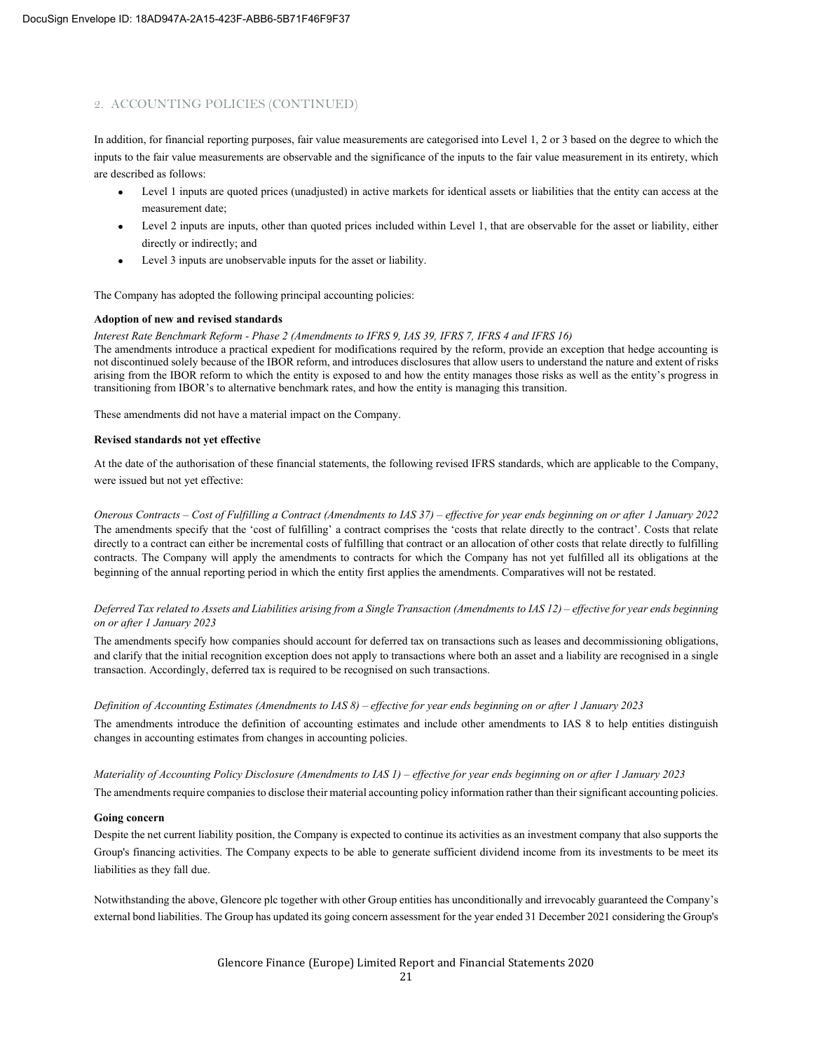## 2. ACCOUNTING POLICIES (CONTINUED)

In addition, for financial reporting purposes, fair value measurements are categorised into Level 1, 2 or 3 based on the degree to which the inputs to the fair value measurements are observable and the significance of the inputs to the fair value measurement in its entirety, which are described as follows:

- Level 1 inputs are quoted prices (unadjusted) in active markets for identical assets or liabilities that the entity can access at the measurement date;
- Level 2 inputs are inputs, other than quoted prices included within Level 1, that are observable for the asset or liability, either directly or indirectly; and
- Level 3 inputs are unobservable inputs for the asset or liability.

The Company has adopted the following principal accounting policies:

**Adoption of new and revised standards**

*Interest Rate Benchmark Reform - Phase 2 (Amendments to IFRS 9, IAS 39, IFRS 7, IFRS 4 and IFRS 16)*

The amendments introduce a practical expedient for modifications required by the reform, provide an exception that hedge accounting is not discontinued solely because of the IBOR reform, and introduces disclosures that allow users to understand the nature and extent of risks arising from the IBOR reform to which the entity is exposed to and how the entity manages those risks as well as the entity's progress in transitioning from IBOR's to alternative benchmark rates, and how the entity is managing this transition.

These amendments did not have a material impact on the Company.

**Revised standards not yet effective**

At the date of the authorisation of these financial statements, the following revised IFRS standards, which are applicable to the Company, were issued but not yet effective:

*Onerous Contracts – Cost of Fulfilling a Contract (Amendments to IAS 37) – effective for year ends beginning on or after 1 January 2022*

The amendments specify that the 'cost of fulfilling' a contract comprises the 'costs that relate directly to the contract'. Costs that relate directly to a contract can either be incremental costs of fulfilling that contract or an allocation of other costs that relate directly to fulfilling contracts. The Company will apply the amendments to contracts for which the Company has not yet fulfilled all its obligations at the beginning of the annual reporting period in which the entity first applies the amendments. Comparatives will not be restated.

*Deferred Tax related to Assets and Liabilities arising from a Single Transaction (Amendments to IAS 12) – effective for year ends beginning on or after 1 January 2023*

The amendments specify how companies should account for deferred tax on transactions such as leases and decommissioning obligations, and clarify that the initial recognition exception does not apply to transactions where both an asset and a liability are recognised in a single transaction. Accordingly, deferred tax is required to be recognised on such transactions.

*Definition of Accounting Estimates (Amendments to IAS 8) – effective for year ends beginning on or after 1 January 2023*

The amendments introduce the definition of accounting estimates and include other amendments to IAS 8 to help entities distinguish changes in accounting estimates from changes in accounting policies.

*Materiality of Accounting Policy Disclosure (Amendments to IAS 1) – effective for year ends beginning on or after 1 January 2023*

The amendments require companies to disclose their material accounting policy information rather than their significant accounting policies.

**Going concern**

Despite the net current liability position, the Company is expected to continue its activities as an investment company that also supports the Group's financing activities. The Company expects to be able to generate sufficient dividend income from its investments to be meet its liabilities as they fall due.

Notwithstanding the above, Glencore plc together with other Group entities has unconditionally and irrevocably guaranteed the Company's external bond liabilities. The Group has updated its going concern assessment for the year ended 31 December 2021 considering the Group's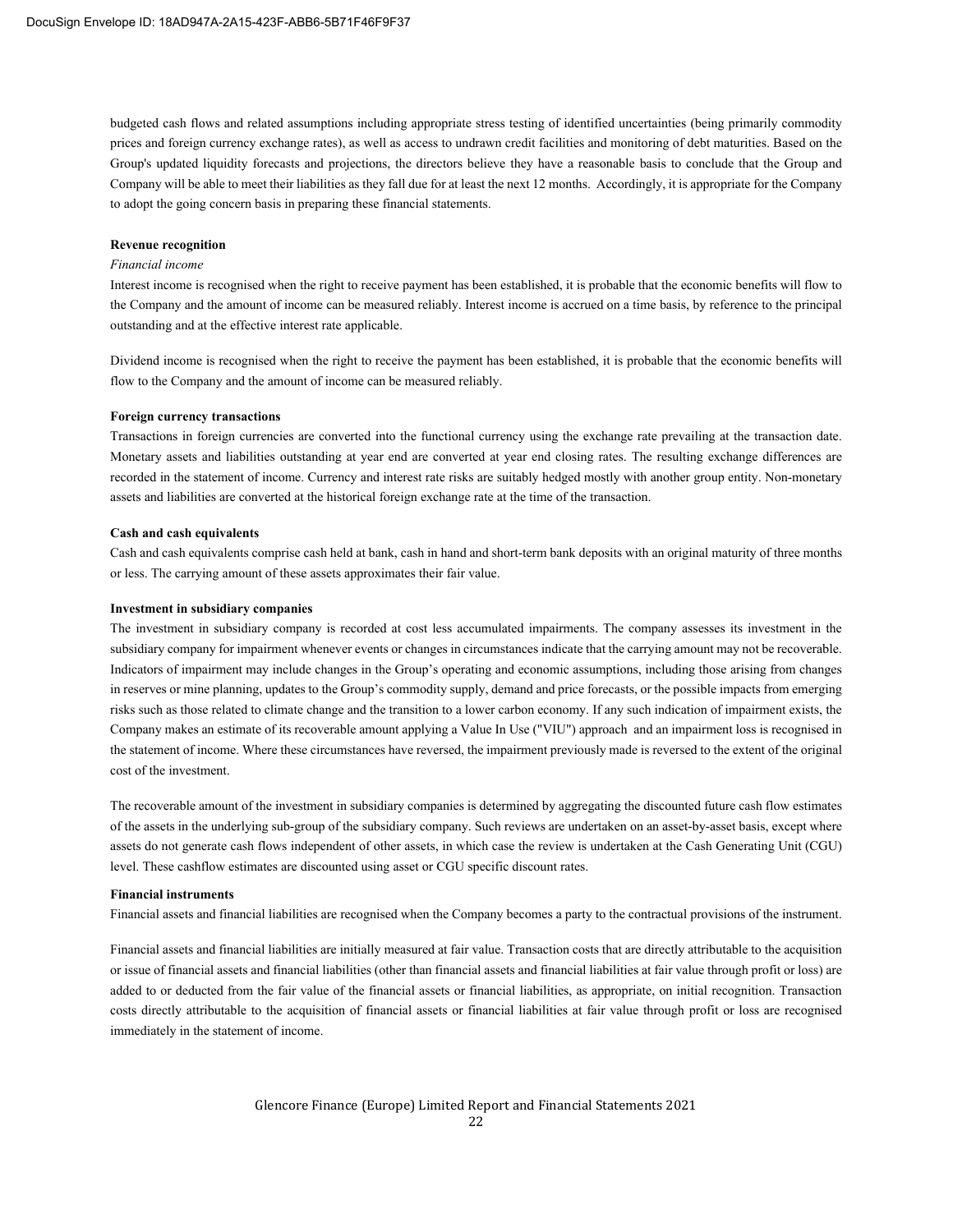budgeted cash flows and related assumptions including appropriate stress testing of identified uncertainties (being primarily commodity prices and foreign currency exchange rates), as well as access to undrawn credit facilities and monitoring of debt maturities. Based on the Group's updated liquidity forecasts and projections, the directors believe they have a reasonable basis to conclude that the Group and Company will be able to meet their liabilities as they fall due for at least the next 12 months. Accordingly, it is appropriate for the Company to adopt the going concern basis in preparing these financial statements.

**Revenue recognition**

*Financial income*

Interest income is recognised when the right to receive payment has been established, it is probable that the economic benefits will flow to the Company and the amount of income can be measured reliably. Interest income is accrued on a time basis, by reference to the principal outstanding and at the effective interest rate applicable.

Dividend income is recognised when the right to receive the payment has been established, it is probable that the economic benefits will flow to the Company and the amount of income can be measured reliably.

**Foreign currency transactions**

Transactions in foreign currencies are converted into the functional currency using the exchange rate prevailing at the transaction date. Monetary assets and liabilities outstanding at year end are converted at year end closing rates. The resulting exchange differences are recorded in the statement of income. Currency and interest rate risks are suitably hedged mostly with another group entity. Non-monetary assets and liabilities are converted at the historical foreign exchange rate at the time of the transaction.

**Cash and cash equivalents**

Cash and cash equivalents comprise cash held at bank, cash in hand and short-term bank deposits with an original maturity of three months or less. The carrying amount of these assets approximates their fair value.

**Investment in subsidiary companies**

The investment in subsidiary company is recorded at cost less accumulated impairments. The company assesses its investment in the subsidiary company for impairment whenever events or changes in circumstances indicate that the carrying amount may not be recoverable. Indicators of impairment may include changes in the Group's operating and economic assumptions, including those arising from changes in reserves or mine planning, updates to the Group's commodity supply, demand and price forecasts, or the possible impacts from emerging risks such as those related to climate change and the transition to a lower carbon economy. If any such indication of impairment exists, the Company makes an estimate of its recoverable amount applying a Value In Use ("VIU") approach and an impairment loss is recognised in the statement of income. Where these circumstances have reversed, the impairment previously made is reversed to the extent of the original cost of the investment.

The recoverable amount of the investment in subsidiary companies is determined by aggregating the discounted future cash flow estimates of the assets in the underlying sub-group of the subsidiary company. Such reviews are undertaken on an asset-by-asset basis, except where assets do not generate cash flows independent of other assets, in which case the review is undertaken at the Cash Generating Unit (CGU) level. These cashflow estimates are discounted using asset or CGU specific discount rates.

**Financial instruments**

Financial assets and financial liabilities are recognised when the Company becomes a party to the contractual provisions of the instrument.

Financial assets and financial liabilities are initially measured at fair value. Transaction costs that are directly attributable to the acquisition or issue of financial assets and financial liabilities (other than financial assets and financial liabilities at fair value through profit or loss) are added to or deducted from the fair value of the financial assets or financial liabilities, as appropriate, on initial recognition. Transaction costs directly attributable to the acquisition of financial assets or financial liabilities at fair value through profit or loss are recognised immediately in the statement of income.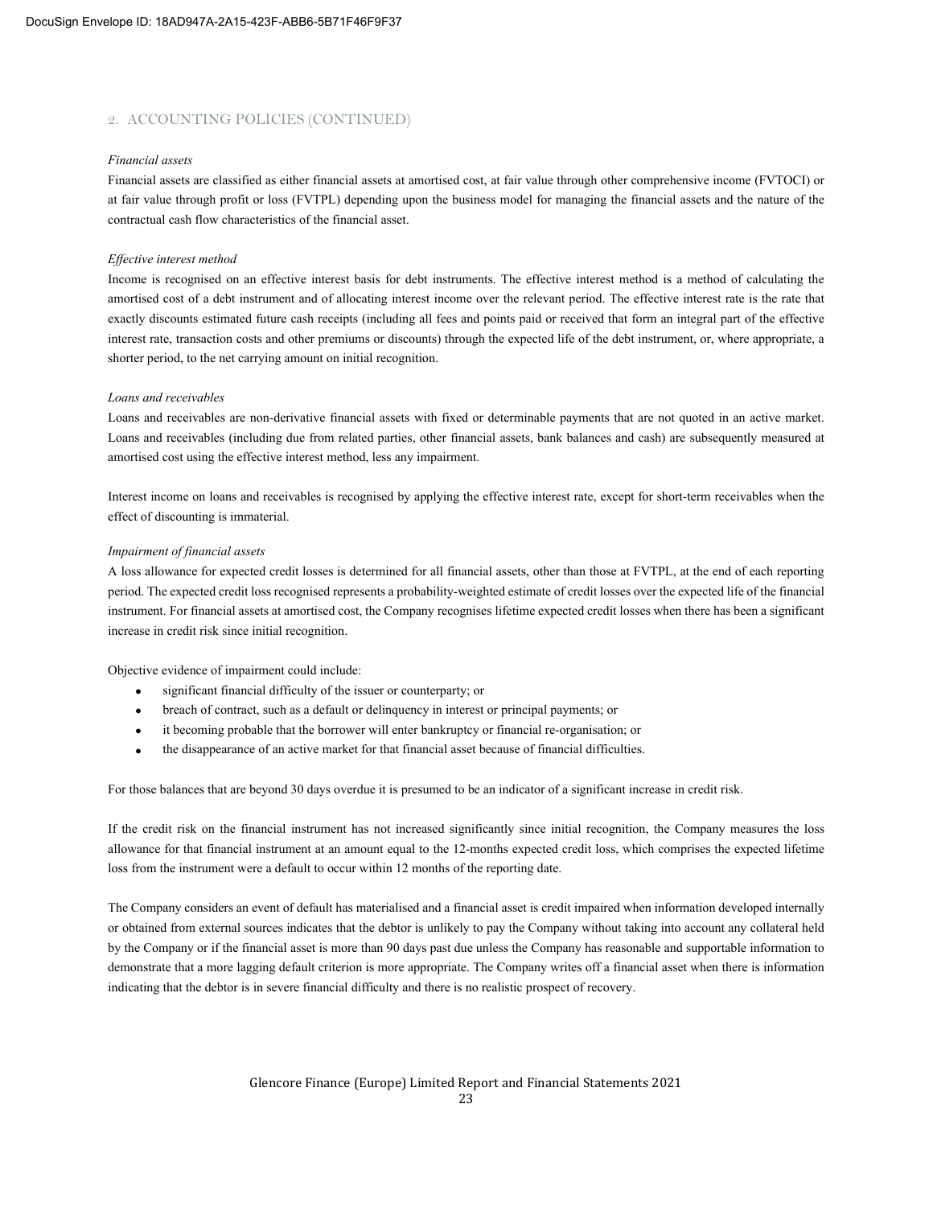## 2. ACCOUNTING POLICIES (CONTINUED)

*Financial assets*

Financial assets are classified as either financial assets at amortised cost, at fair value through other comprehensive income (FVTOCI) or at fair value through profit or loss (FVTPL) depending upon the business model for managing the financial assets and the nature of the contractual cash flow characteristics of the financial asset.

*Effective interest method*

Income is recognised on an effective interest basis for debt instruments. The effective interest method is a method of calculating the amortised cost of a debt instrument and of allocating interest income over the relevant period. The effective interest rate is the rate that exactly discounts estimated future cash receipts (including all fees and points paid or received that form an integral part of the effective interest rate, transaction costs and other premiums or discounts) through the expected life of the debt instrument, or, where appropriate, a shorter period, to the net carrying amount on initial recognition.

*Loans and receivables*

Loans and receivables are non-derivative financial assets with fixed or determinable payments that are not quoted in an active market. Loans and receivables (including due from related parties, other financial assets, bank balances and cash) are subsequently measured at amortised cost using the effective interest method, less any impairment.

Interest income on loans and receivables is recognised by applying the effective interest rate, except for short-term receivables when the effect of discounting is immaterial.

*Impairment of financial assets*

A loss allowance for expected credit losses is determined for all financial assets, other than those at FVTPL, at the end of each reporting period. The expected credit loss recognised represents a probability-weighted estimate of credit losses over the expected life of the financial instrument. For financial assets at amortised cost, the Company recognises lifetime expected credit losses when there has been a significant increase in credit risk since initial recognition.

Objective evidence of impairment could include:

- significant financial difficulty of the issuer or counterparty; or
- breach of contract, such as a default or delinquency in interest or principal payments; or
- it becoming probable that the borrower will enter bankruptcy or financial re-organisation; or
- the disappearance of an active market for that financial asset because of financial difficulties.

For those balances that are beyond 30 days overdue it is presumed to be an indicator of a significant increase in credit risk.

If the credit risk on the financial instrument has not increased significantly since initial recognition, the Company measures the loss allowance for that financial instrument at an amount equal to the 12-months expected credit loss, which comprises the expected lifetime loss from the instrument were a default to occur within 12 months of the reporting date.

The Company considers an event of default has materialised and a financial asset is credit impaired when information developed internally or obtained from external sources indicates that the debtor is unlikely to pay the Company without taking into account any collateral held by the Company or if the financial asset is more than 90 days past due unless the Company has reasonable and supportable information to demonstrate that a more lagging default criterion is more appropriate. The Company writes off a financial asset when there is information indicating that the debtor is in severe financial difficulty and there is no realistic prospect of recovery.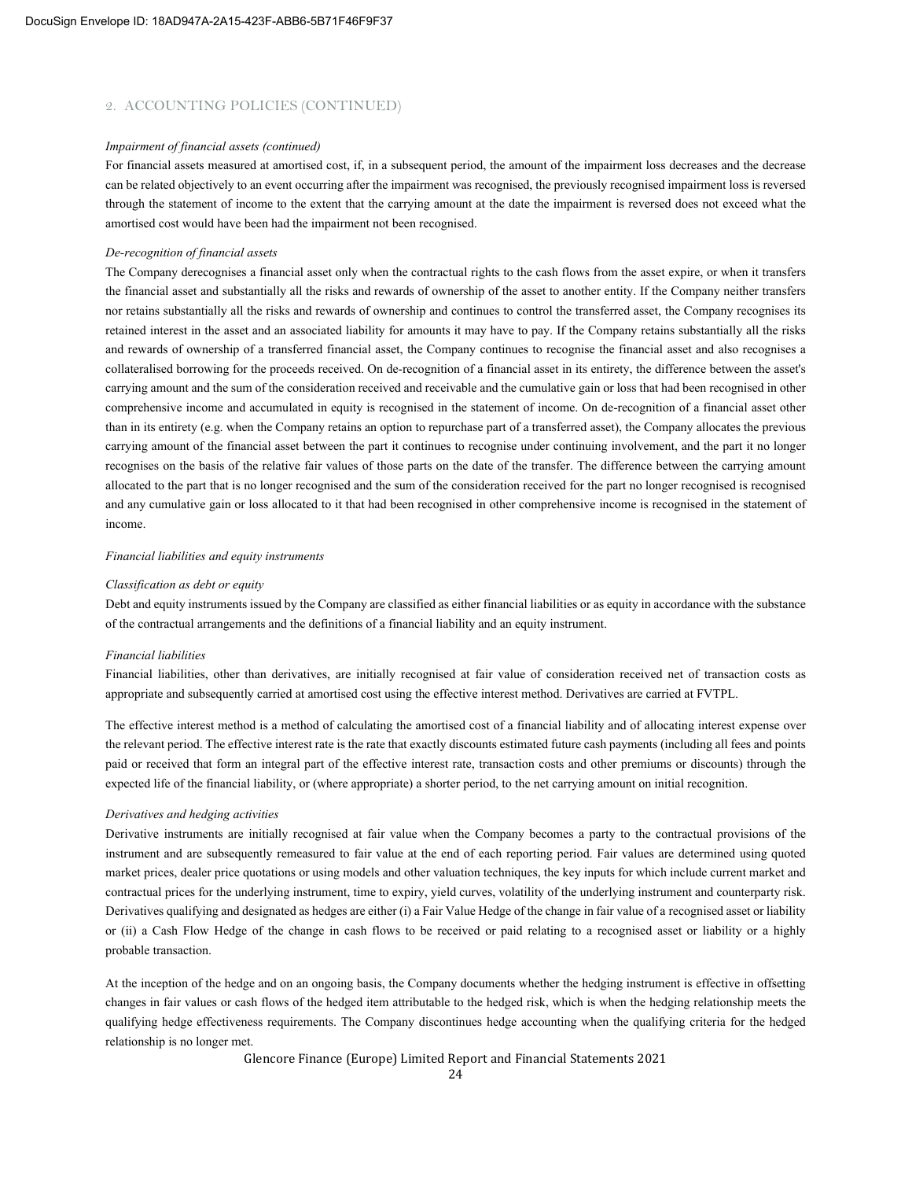## 2. ACCOUNTING POLICIES (CONTINUED)

*Impairment of financial assets (continued)*

For financial assets measured at amortised cost, if, in a subsequent period, the amount of the impairment loss decreases and the decrease can be related objectively to an event occurring after the impairment was recognised, the previously recognised impairment loss is reversed through the statement of income to the extent that the carrying amount at the date the impairment is reversed does not exceed what the amortised cost would have been had the impairment not been recognised.

*De-recognition of financial assets*

The Company derecognises a financial asset only when the contractual rights to the cash flows from the asset expire, or when it transfers the financial asset and substantially all the risks and rewards of ownership of the asset to another entity. If the Company neither transfers nor retains substantially all the risks and rewards of ownership and continues to control the transferred asset, the Company recognises its retained interest in the asset and an associated liability for amounts it may have to pay. If the Company retains substantially all the risks and rewards of ownership of a transferred financial asset, the Company continues to recognise the financial asset and also recognises a collateralised borrowing for the proceeds received. On de-recognition of a financial asset in its entirety, the difference between the asset's carrying amount and the sum of the consideration received and receivable and the cumulative gain or loss that had been recognised in other comprehensive income and accumulated in equity is recognised in the statement of income. On de-recognition of a financial asset other than in its entirety (e.g. when the Company retains an option to repurchase part of a transferred asset), the Company allocates the previous carrying amount of the financial asset between the part it continues to recognise under continuing involvement, and the part it no longer recognises on the basis of the relative fair values of those parts on the date of the transfer. The difference between the carrying amount allocated to the part that is no longer recognised and the sum of the consideration received for the part no longer recognised is recognised and any cumulative gain or loss allocated to it that had been recognised in other comprehensive income is recognised in the statement of income.

*Financial liabilities and equity instruments*

*Classification as debt or equity*

Debt and equity instruments issued by the Company are classified as either financial liabilities or as equity in accordance with the substance of the contractual arrangements and the definitions of a financial liability and an equity instrument.

*Financial liabilities*

Financial liabilities, other than derivatives, are initially recognised at fair value of consideration received net of transaction costs as appropriate and subsequently carried at amortised cost using the effective interest method. Derivatives are carried at FVTPL.

The effective interest method is a method of calculating the amortised cost of a financial liability and of allocating interest expense over the relevant period. The effective interest rate is the rate that exactly discounts estimated future cash payments (including all fees and points paid or received that form an integral part of the effective interest rate, transaction costs and other premiums or discounts) through the expected life of the financial liability, or (where appropriate) a shorter period, to the net carrying amount on initial recognition.

*Derivatives and hedging activities*

Derivative instruments are initially recognised at fair value when the Company becomes a party to the contractual provisions of the instrument and are subsequently remeasured to fair value at the end of each reporting period. Fair values are determined using quoted market prices, dealer price quotations or using models and other valuation techniques, the key inputs for which include current market and contractual prices for the underlying instrument, time to expiry, yield curves, volatility of the underlying instrument and counterparty risk. Derivatives qualifying and designated as hedges are either (i) a Fair Value Hedge of the change in fair value of a recognised asset or liability or (ii) a Cash Flow Hedge of the change in cash flows to be received or paid relating to a recognised asset or liability or a highly probable transaction.

At the inception of the hedge and on an ongoing basis, the Company documents whether the hedging instrument is effective in offsetting changes in fair values or cash flows of the hedged item attributable to the hedged risk, which is when the hedging relationship meets the qualifying hedge effectiveness requirements. The Company discontinues hedge accounting when the qualifying criteria for the hedged relationship is no longer met.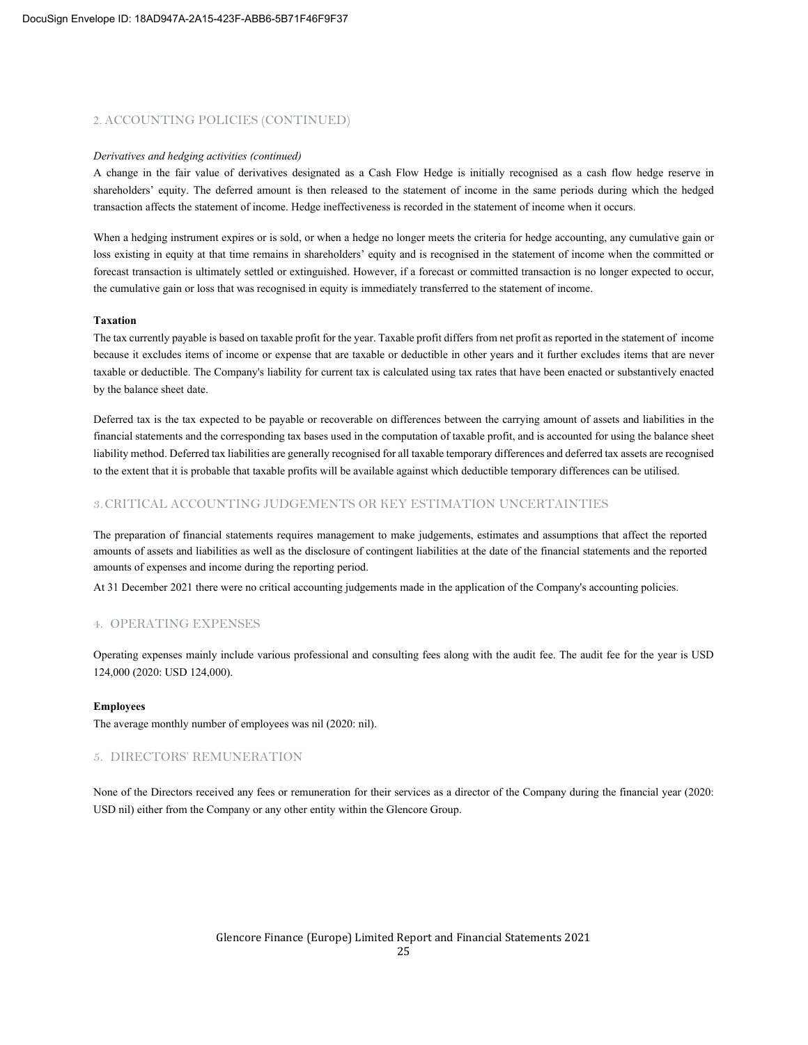## 2. ACCOUNTING POLICIES (CONTINUED)

*Derivatives and hedging activities (continued)*

A change in the fair value of derivatives designated as a Cash Flow Hedge is initially recognised as a cash flow hedge reserve in shareholders' equity. The deferred amount is then released to the statement of income in the same periods during which the hedged transaction affects the statement of income. Hedge ineffectiveness is recorded in the statement of income when it occurs.

When a hedging instrument expires or is sold, or when a hedge no longer meets the criteria for hedge accounting, any cumulative gain or loss existing in equity at that time remains in shareholders' equity and is recognised in the statement of income when the committed or forecast transaction is ultimately settled or extinguished. However, if a forecast or committed transaction is no longer expected to occur, the cumulative gain or loss that was recognised in equity is immediately transferred to the statement of income.

**Taxation**

The tax currently payable is based on taxable profit for the year. Taxable profit differs from net profit as reported in the statement of income because it excludes items of income or expense that are taxable or deductible in other years and it further excludes items that are never taxable or deductible. The Company's liability for current tax is calculated using tax rates that have been enacted or substantively enacted by the balance sheet date.

Deferred tax is the tax expected to be payable or recoverable on differences between the carrying amount of assets and liabilities in the financial statements and the corresponding tax bases used in the computation of taxable profit, and is accounted for using the balance sheet liability method. Deferred tax liabilities are generally recognised for all taxable temporary differences and deferred tax assets are recognised to the extent that it is probable that taxable profits will be available against which deductible temporary differences can be utilised.

## 3. CRITICAL ACCOUNTING JUDGEMENTS OR KEY ESTIMATION UNCERTAINTIES

The preparation of financial statements requires management to make judgements, estimates and assumptions that affect the reported amounts of assets and liabilities as well as the disclosure of contingent liabilities at the date of the financial statements and the reported amounts of expenses and income during the reporting period.

At 31 December 2021 there were no critical accounting judgements made in the application of the Company's accounting policies.

## 4. OPERATING EXPENSES

Operating expenses mainly include various professional and consulting fees along with the audit fee. The audit fee for the year is USD 124,000 (2020: USD 124,000).

**Employees**

The average monthly number of employees was nil (2020: nil).

## 5. DIRECTORS' REMUNERATION

None of the Directors received any fees or remuneration for their services as a director of the Company during the financial year (2020: USD nil) either from the Company or any other entity within the Glencore Group.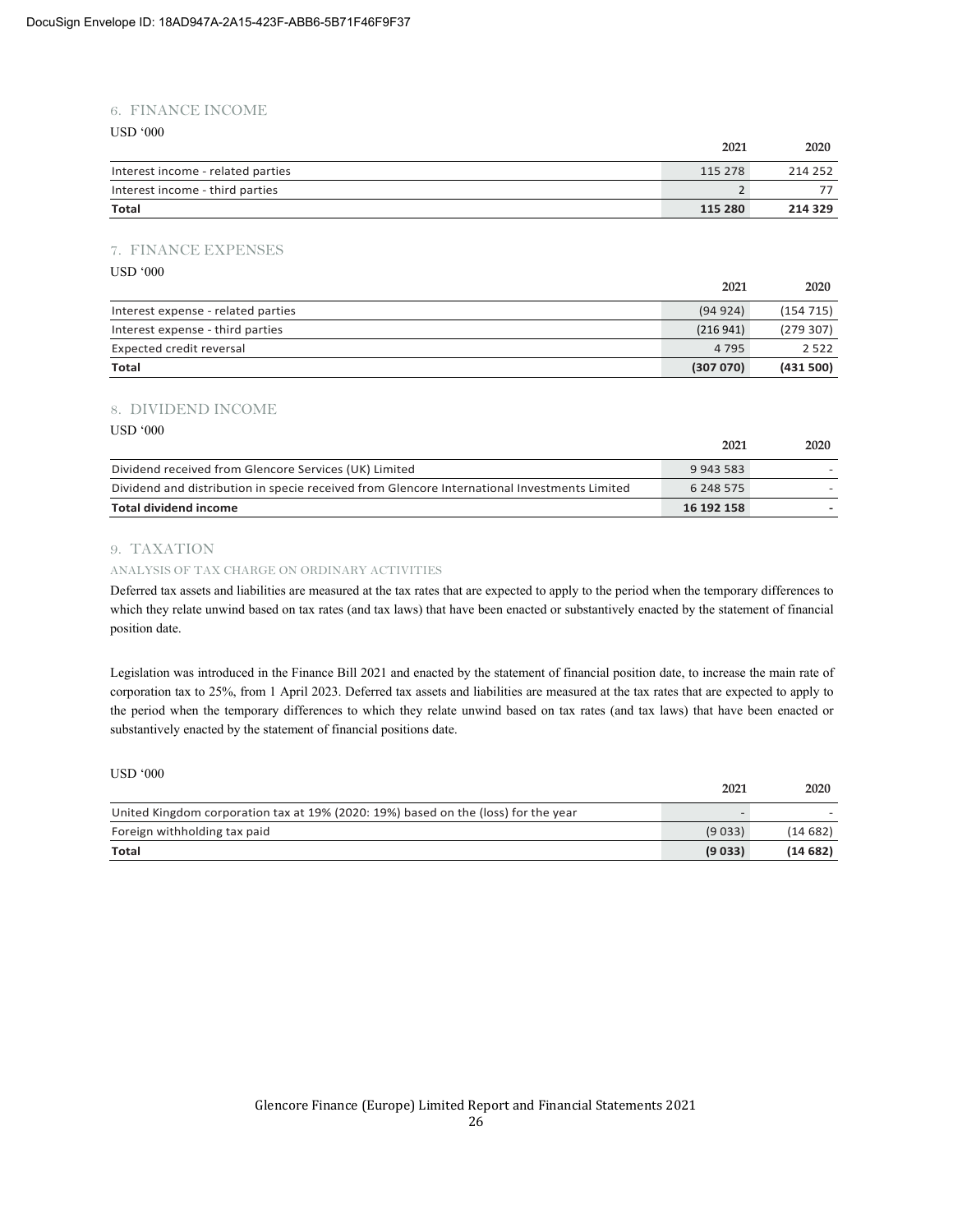## 6. FINANCE INCOME

USD '000

| | 2021 | 2020 |
|---|---|---|
| Interest income - related parties | 115 278 | 214 252 |
| Interest income - third parties | 2 | 77 |
| **Total** | **115 280** | **214 329** |

## 7. FINANCE EXPENSES

USD '000

| | 2021 | 2020 |
|---|---|---|
| Interest expense - related parties | (94 924) | (154 715) |
| Interest expense - third parties | (216 941) | (279 307) |
| Expected credit reversal | 4 795 | 2 522 |
| **Total** | **(307 070)** | **(431 500)** |

## 8. DIVIDEND INCOME

USD '000

| | 2021 | 2020 |
|---|---|---|
| Dividend received from Glencore Services (UK) Limited | 9 943 583 | - |
| Dividend and distribution in specie received from Glencore International Investments Limited | 6 248 575 | - |
| **Total dividend income** | **16 192 158** | **-** |

## 9. TAXATION

### ANALYSIS OF TAX CHARGE ON ORDINARY ACTIVITIES

Deferred tax assets and liabilities are measured at the tax rates that are expected to apply to the period when the temporary differences to which they relate unwind based on tax rates (and tax laws) that have been enacted or substantively enacted by the statement of financial position date.

Legislation was introduced in the Finance Bill 2021 and enacted by the statement of financial position date, to increase the main rate of corporation tax to 25%, from 1 April 2023. Deferred tax assets and liabilities are measured at the tax rates that are expected to apply to the period when the temporary differences to which they relate unwind based on tax rates (and tax laws) that have been enacted or substantively enacted by the statement of financial positions date.

USD '000

| | 2021 | 2020 |
|---|---|---|
| United Kingdom corporation tax at 19% (2020: 19%) based on the (loss) for the year | - | - |
| Foreign withholding tax paid | (9 033) | (14 682) |
| **Total** | **(9 033)** | **(14 682)** |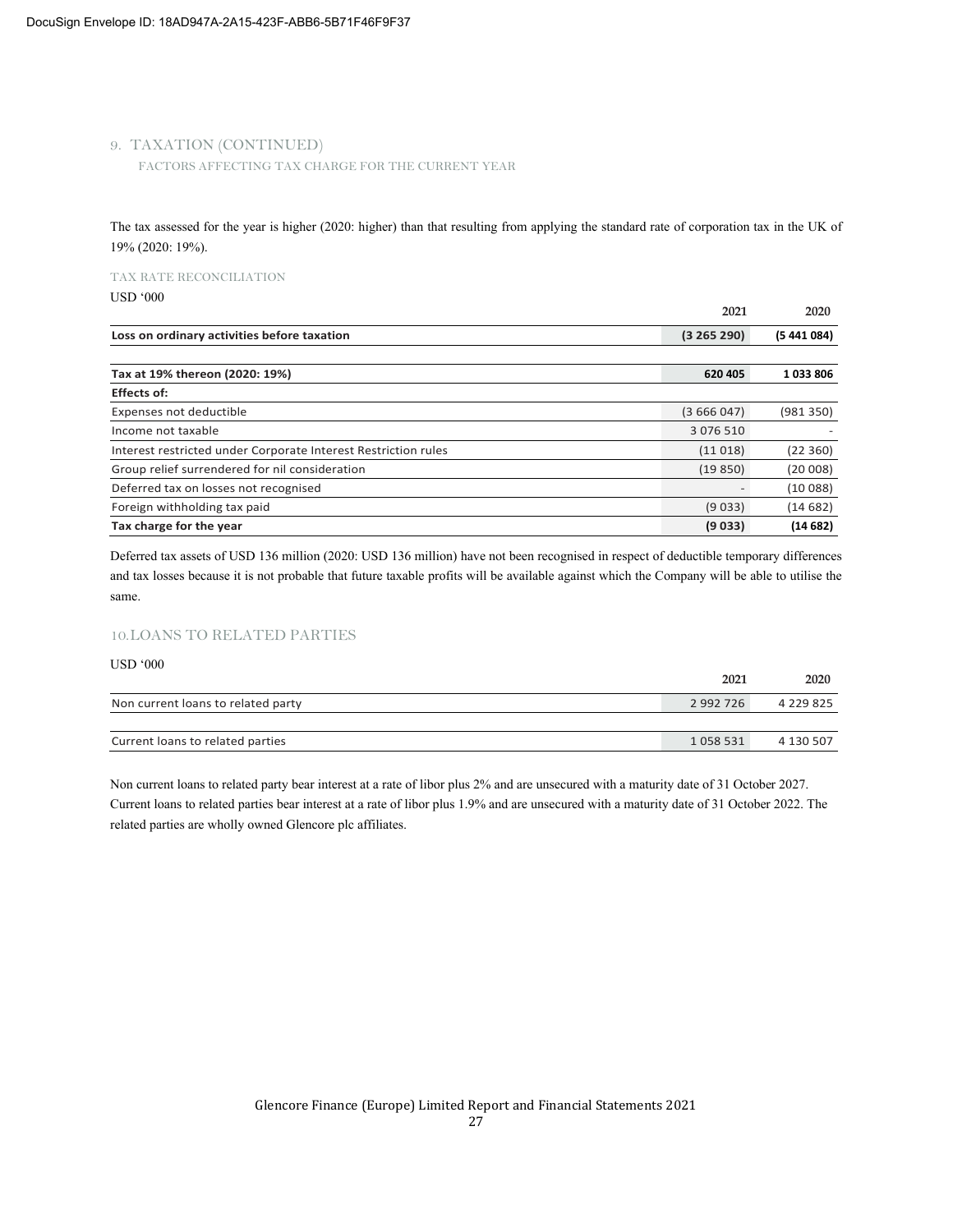## 9. TAXATION (CONTINUED)

### FACTORS AFFECTING TAX CHARGE FOR THE CURRENT YEAR

The tax assessed for the year is higher (2020: higher) than that resulting from applying the standard rate of corporation tax in the UK of 19% (2020: 19%).

### TAX RATE RECONCILIATION

USD '000

| | 2021 | 2020 |
|---|---|---|
| **Loss on ordinary activities before taxation** | **(3 265 290)** | **(5 441 084)** |
| | | |
| **Tax at 19% thereon (2020: 19%)** | **620 405** | **1 033 806** |
| **Effects of:** | | |
| Expenses not deductible | (3 666 047) | (981 350) |
| Income not taxable | 3 076 510 | - |
| Interest restricted under Corporate Interest Restriction rules | (11 018) | (22 360) |
| Group relief surrendered for nil consideration | (19 850) | (20 008) |
| Deferred tax on losses not recognised | - | (10 088) |
| Foreign withholding tax paid | (9 033) | (14 682) |
| **Tax charge for the year** | **(9 033)** | **(14 682)** |

Deferred tax assets of USD 136 million (2020: USD 136 million) have not been recognised in respect of deductible temporary differences and tax losses because it is not probable that future taxable profits will be available against which the Company will be able to utilise the same.

## 10. LOANS TO RELATED PARTIES

USD '000

| | 2021 | 2020 |
|---|---|---|
| Non current loans to related party | 2 992 726 | 4 229 825 |
| | | |
| Current loans to related parties | 1 058 531 | 4 130 507 |

Non current loans to related party bear interest at a rate of libor plus 2% and are unsecured with a maturity date of 31 October 2027. Current loans to related parties bear interest at a rate of libor plus 1.9% and are unsecured with a maturity date of 31 October 2022. The related parties are wholly owned Glencore plc affiliates.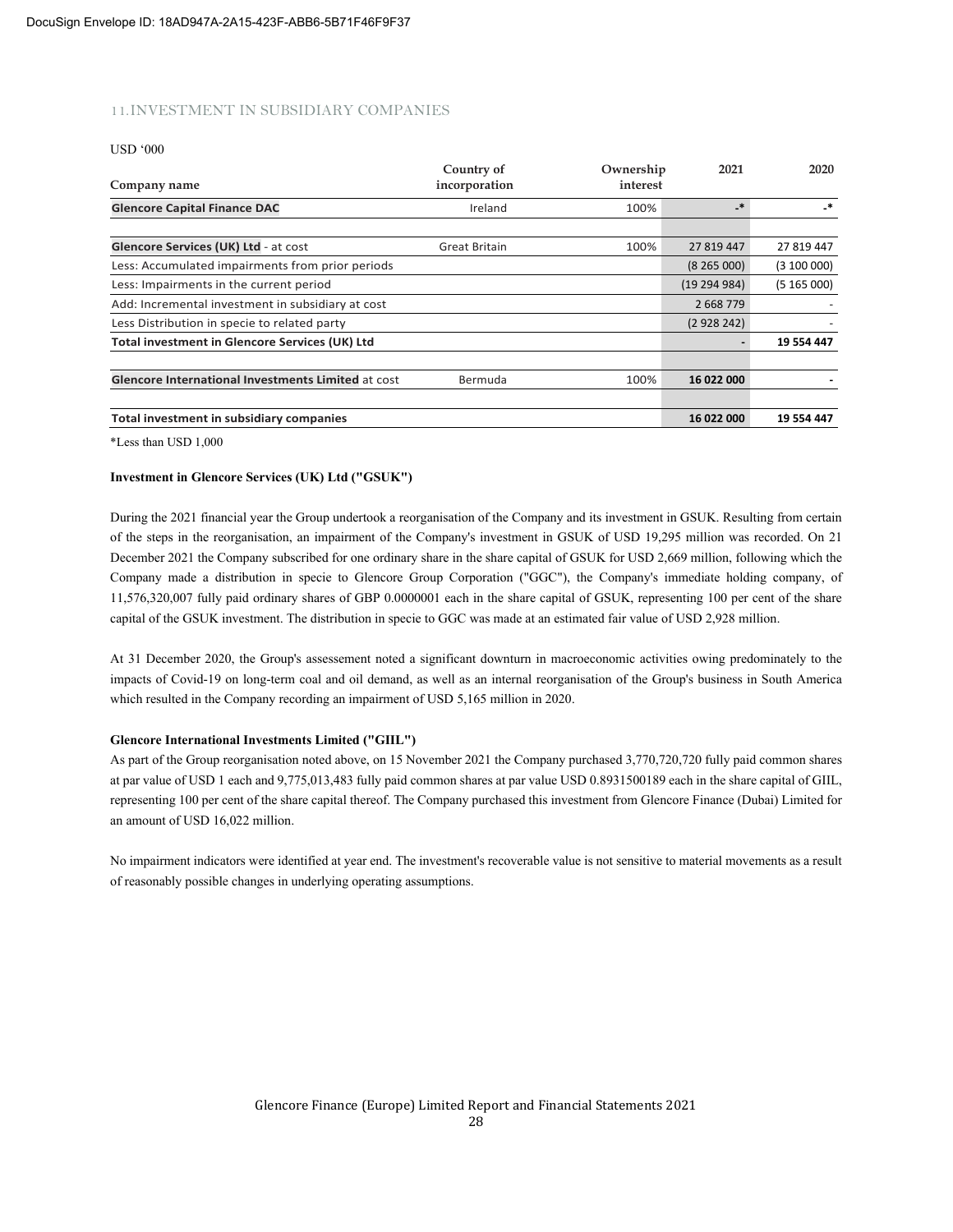## 11. INVESTMENT IN SUBSIDIARY COMPANIES

USD '000

| Company name | Country of incorporation | Ownership interest | 2021 | 2020 |
|---|---|---|---|---|
| **Glencore Capital Finance DAC** | Ireland | 100% | -* | -* |
| | | | | |
| **Glencore Services (UK) Ltd** - at cost | Great Britain | 100% | 27 819 447 | 27 819 447 |
| Less: Accumulated impairments from prior periods | | | (8 265 000) | (3 100 000) |
| Less: Impairments in the current period | | | (19 294 984) | (5 165 000) |
| Add: Incremental investment in subsidiary at cost | | | 2 668 779 | - |
| Less Distribution in specie to related party | | | (2 928 242) | - |
| **Total investment in Glencore Services (UK) Ltd** | | | **-** | **19 554 447** |
| | | | | |
| **Glencore International Investments Limited** at cost | Bermuda | 100% | **16 022 000** | **-** |
| | | | | |
| **Total investment in subsidiary companies** | | | **16 022 000** | **19 554 447** |

*Less than USD 1,000

**Investment in Glencore Services (UK) Ltd ("GSUK")**

During the 2021 financial year the Group undertook a reorganisation of the Company and its investment in GSUK. Resulting from certain of the steps in the reorganisation, an impairment of the Company's investment in GSUK of USD 19,295 million was recorded. On 21 December 2021 the Company subscribed for one ordinary share in the share capital of GSUK for USD 2,669 million, following which the Company made a distribution in specie to Glencore Group Corporation ("GGC"), the Company's immediate holding company, of 11,576,320,007 fully paid ordinary shares of GBP 0.0000001 each in the share capital of GSUK, representing 100 per cent of the share capital of the GSUK investment. The distribution in specie to GGC was made at an estimated fair value of USD 2,928 million.

At 31 December 2020, the Group's assessement noted a significant downturn in macroeconomic activities owing predominately to the impacts of Covid-19 on long-term coal and oil demand, as well as an internal reorganisation of the Group's business in South America which resulted in the Company recording an impairment of USD 5,165 million in 2020.

**Glencore International Investments Limited ("GIIL")**

As part of the Group reorganisation noted above, on 15 November 2021 the Company purchased 3,770,720,720 fully paid common shares at par value of USD 1 each and 9,775,013,483 fully paid common shares at par value USD 0.8931500189 each in the share capital of GIIL, representing 100 per cent of the share capital thereof. The Company purchased this investment from Glencore Finance (Dubai) Limited for an amount of USD 16,022 million.

No impairment indicators were identified at year end. The investment's recoverable value is not sensitive to material movements as a result of reasonably possible changes in underlying operating assumptions.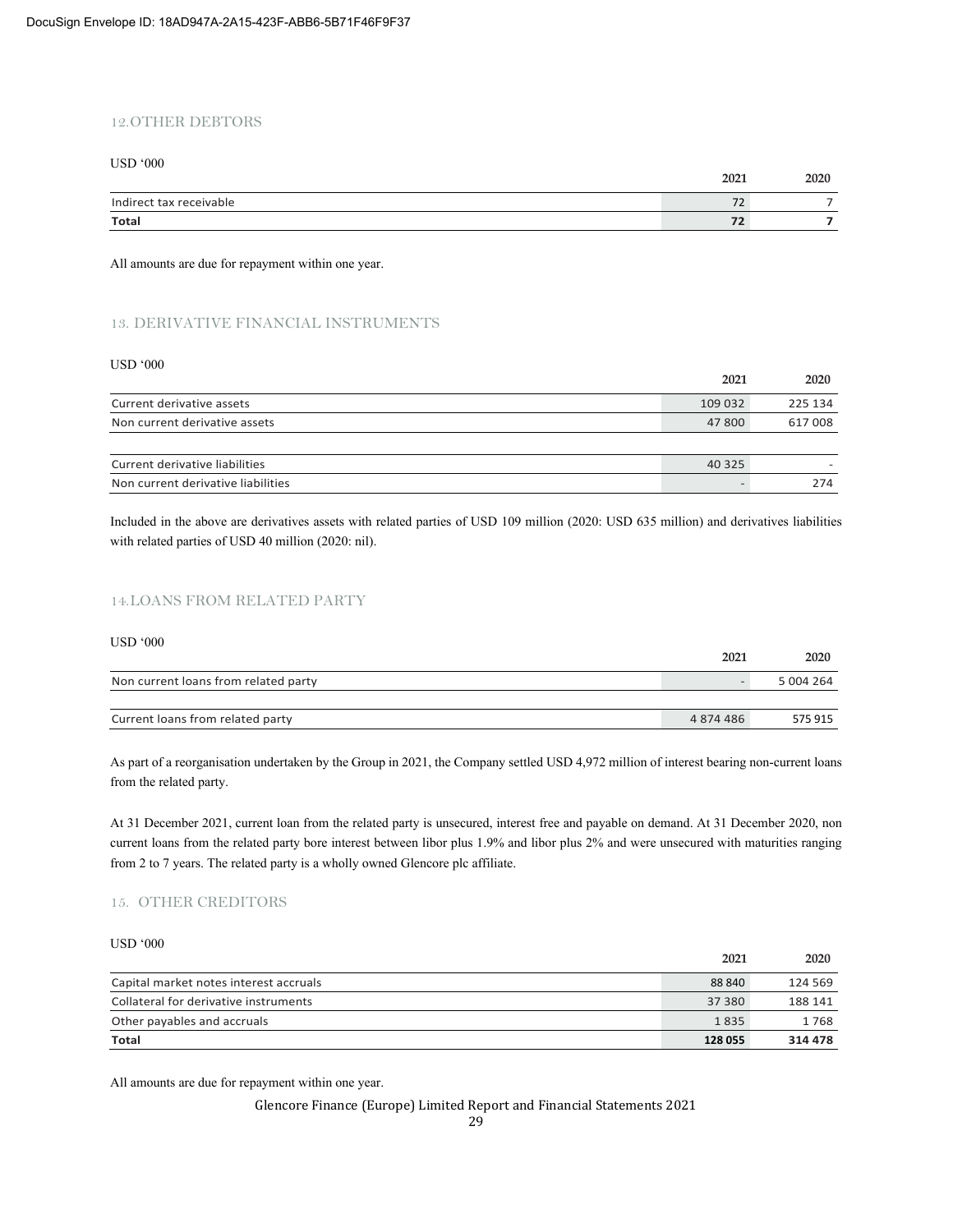## 12. OTHER DEBTORS

USD '000

| | 2021 | 2020 |
|---|---|---|
| Indirect tax receivable | 72 | 7 |
| **Total** | **72** | **7** |

All amounts are due for repayment within one year.

## 13. DERIVATIVE FINANCIAL INSTRUMENTS

USD '000

| | 2021 | 2020 |
|---|---|---|
| Current derivative assets | 109 032 | 225 134 |
| Non current derivative assets | 47 800 | 617 008 |
| | | |
| Current derivative liabilities | 40 325 | - |
| Non current derivative liabilities | - | 274 |

Included in the above are derivatives assets with related parties of USD 109 million (2020: USD 635 million) and derivatives liabilities with related parties of USD 40 million (2020: nil).

## 14. LOANS FROM RELATED PARTY

USD '000

| | 2021 | 2020 |
|---|---|---|
| Non current loans from related party | - | 5 004 264 |
| | | |
| Current loans from related party | 4 874 486 | 575 915 |

As part of a reorganisation undertaken by the Group in 2021, the Company settled USD 4,972 million of interest bearing non-current loans from the related party.

At 31 December 2021, current loan from the related party is unsecured, interest free and payable on demand. At 31 December 2020, non current loans from the related party bore interest between libor plus 1.9% and libor plus 2% and were unsecured with maturities ranging from 2 to 7 years. The related party is a wholly owned Glencore plc affiliate.

## 15. OTHER CREDITORS

USD '000

| | 2021 | 2020 |
|---|---|---|
| Capital market notes interest accruals | 88 840 | 124 569 |
| Collateral for derivative instruments | 37 380 | 188 141 |
| Other payables and accruals | 1 835 | 1 768 |
| **Total** | **128 055** | **314 478** |

All amounts are due for repayment within one year.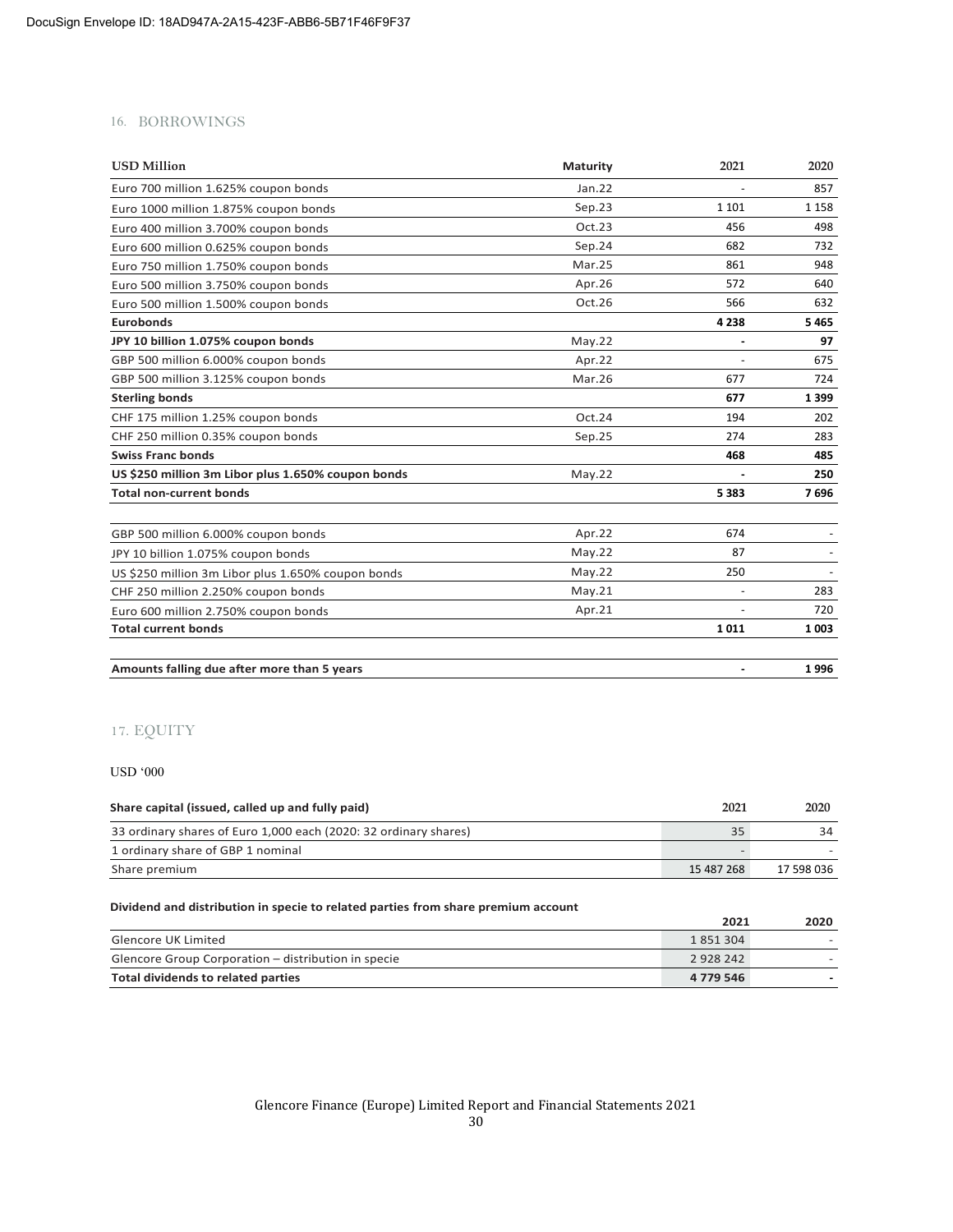## 16. BORROWINGS

| USD Million | Maturity | 2021 | 2020 |
|---|---|---|---|
| Euro 700 million 1.625% coupon bonds | Jan.22 | - | 857 |
| Euro 1000 million 1.875% coupon bonds | Sep.23 | 1 101 | 1 158 |
| Euro 400 million 3.700% coupon bonds | Oct.23 | 456 | 498 |
| Euro 600 million 0.625% coupon bonds | Sep.24 | 682 | 732 |
| Euro 750 million 1.750% coupon bonds | Mar.25 | 861 | 948 |
| Euro 500 million 3.750% coupon bonds | Apr.26 | 572 | 640 |
| Euro 500 million 1.500% coupon bonds | Oct.26 | 566 | 632 |
| **Eurobonds** | | **4 238** | **5 465** |
| **JPY 10 billion 1.075% coupon bonds** | May.22 | **-** | **97** |
| GBP 500 million 6.000% coupon bonds | Apr.22 | - | 675 |
| GBP 500 million 3.125% coupon bonds | Mar.26 | 677 | 724 |
| **Sterling bonds** | | **677** | **1 399** |
| CHF 175 million 1.25% coupon bonds | Oct.24 | 194 | 202 |
| CHF 250 million 0.35% coupon bonds | Sep.25 | 274 | 283 |
| **Swiss Franc bonds** | | **468** | **485** |
| **US $250 million 3m Libor plus 1.650% coupon bonds** | May.22 | **-** | **250** |
| **Total non-current bonds** | | **5 383** | **7 696** |
| | | | |
| GBP 500 million 6.000% coupon bonds | Apr.22 | 674 | - |
| JPY 10 billion 1.075% coupon bonds | May.22 | 87 | - |
| US $250 million 3m Libor plus 1.650% coupon bonds | May.22 | 250 | - |
| CHF 250 million 2.250% coupon bonds | May.21 | - | 283 |
| Euro 600 million 2.750% coupon bonds | Apr.21 | - | 720 |
| **Total current bonds** | | **1 011** | **1 003** |
| | | | |
| **Amounts falling due after more than 5 years** | | **-** | **1 996** |

## 17. EQUITY

USD '000

| Share capital (issued, called up and fully paid) | 2021 | 2020 |
|---|---|---|
| 33 ordinary shares of Euro 1,000 each (2020: 32 ordinary shares) | 35 | 34 |
| 1 ordinary share of GBP 1 nominal | - | - |
| Share premium | 15 487 268 | 17 598 036 |

**Dividend and distribution in specie to related parties from share premium account**

| | 2021 | 2020 |
|---|---|---|
| Glencore UK Limited | 1 851 304 | - |
| Glencore Group Corporation – distribution in specie | 2 928 242 | - |
| **Total dividends to related parties** | **4 779 546** | **-** |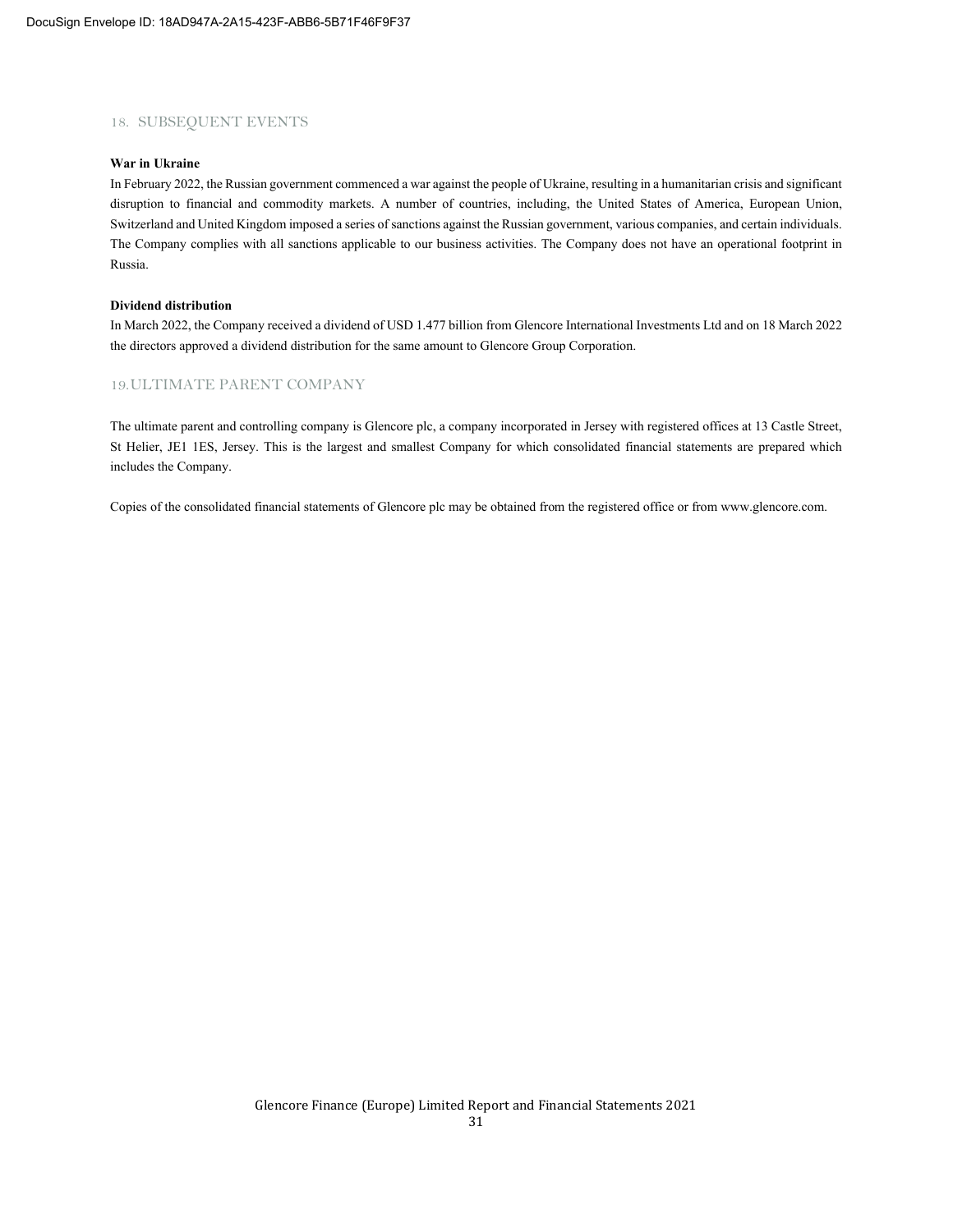## 18. SUBSEQUENT EVENTS

**War in Ukraine**

In February 2022, the Russian government commenced a war against the people of Ukraine, resulting in a humanitarian crisis and significant disruption to financial and commodity markets. A number of countries, including, the United States of America, European Union, Switzerland and United Kingdom imposed a series of sanctions against the Russian government, various companies, and certain individuals. The Company complies with all sanctions applicable to our business activities. The Company does not have an operational footprint in Russia.

**Dividend distribution**

In March 2022, the Company received a dividend of USD 1.477 billion from Glencore International Investments Ltd and on 18 March 2022 the directors approved a dividend distribution for the same amount to Glencore Group Corporation.

## 19. ULTIMATE PARENT COMPANY

The ultimate parent and controlling company is Glencore plc, a company incorporated in Jersey with registered offices at 13 Castle Street, St Helier, JE1 1ES, Jersey. This is the largest and smallest Company for which consolidated financial statements are prepared which includes the Company.

Copies of the consolidated financial statements of Glencore plc may be obtained from the registered office or from www.glencore.com.